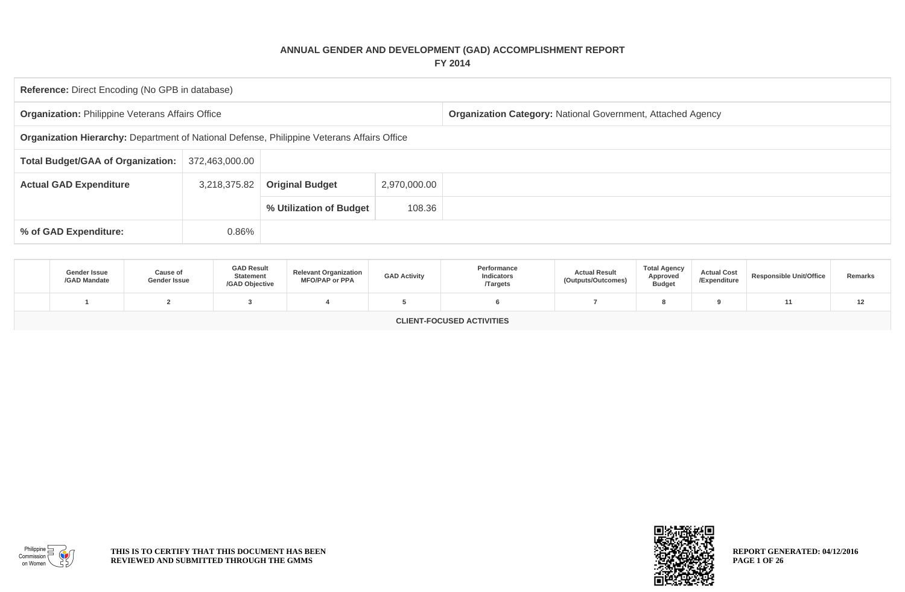# ANNUAL GENDER AND DEVELOPMENT (GAD) ACCOMPLISHMENT REPORT

## FY 2014

| | | | | |
|---|---|---|---|---|
| **Reference:** Direct Encoding (No GPB in database) | | | | |
| **Organization:** Philippine Veterans Affairs Office | | | | **Organization Category:** National Government, Attached Agency |
| **Organization Hierarchy:** Department of National Defense, Philippine Veterans Affairs Office | | | | |
| **Total Budget/GAA of Organization:** | 372,463,000.00 | | | |
| **Actual GAD Expenditure** | 3,218,375.82 | **Original Budget** | 2,970,000.00 | |
| | | **% Utilization of Budget** | 108.36 | |
| **% of GAD Expenditure:** | 0.86% | | | |

| | Gender Issue /GAD Mandate | Cause of Gender Issue | GAD Result Statement /GAD Objective | Relevant Organization MFO/PAP or PPA | GAD Activity | Performance Indicators /Targets | Actual Result (Outputs/Outcomes) | Total Agency Approved Budget | Actual Cost /Expenditure | Responsible Unit/Office | Remarks |
|---|---|---|---|---|---|---|---|---|---|---|---|
| | 1 | 2 | 3 | 4 | 5 | 6 | 7 | 8 | 9 | 11 | 12 |
| **CLIENT-FOCUSED ACTIVITIES** | | | | | | | | | | | |

THIS IS TO CERTIFY THAT THIS DOCUMENT HAS BEEN REVIEWED AND SUBMITTED THROUGH THE GMMS

REPORT GENERATED: 04/12/2016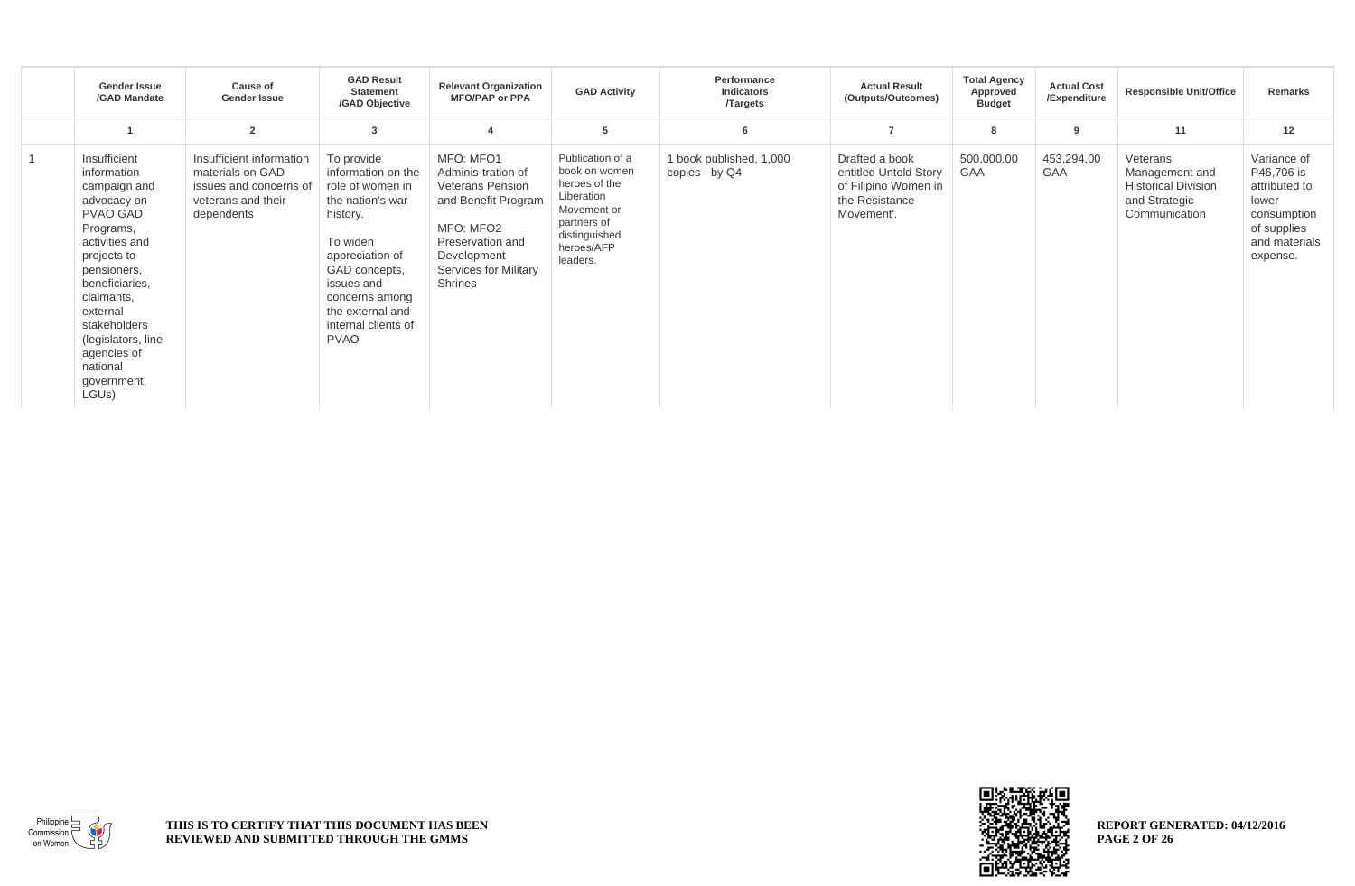| | Gender Issue /GAD Mandate | Cause of Gender Issue | GAD Result Statement /GAD Objective | Relevant Organization MFO/PAP or PPA | GAD Activity | Performance Indicators /Targets | Actual Result (Outputs/Outcomes) | Total Agency Approved Budget | Actual Cost /Expenditure | Responsible Unit/Office | Remarks |
|---|---|---|---|---|---|---|---|---|---|---|---|
| | 1 | 2 | 3 | 4 | 5 | 6 | 7 | 8 | 9 | 11 | 12 |
| 1 | Insufficient information campaign and advocacy on PVAO GAD Programs, activities and projects to pensioners, beneficiaries, claimants, external stakeholders (legislators, line agencies of national government, LGUs) | Insufficient information materials on GAD issues and concerns of veterans and their dependents | To provide information on the role of women in the nation's war history. To widen appreciation of GAD concepts, issues and concerns among the external and internal clients of PVAO | MFO: MFO1 Adminis-tration of Veterans Pension and Benefit Program MFO: MFO2 Preservation and Development Services for Military Shrines | Publication of a book on women heroes of the Liberation Movement or partners of distinguished heroes/AFP leaders. | 1 book published, 1,000 copies - by Q4 | Drafted a book entitled Untold Story of Filipino Women in the Resistance Movement'. | 500,000.00 GAA | 453,294.00 GAA | Veterans Management and Historical Division and Strategic Communication | Variance of P46,706 is attributed to lower consumption of supplies and materials expense. |

THIS IS TO CERTIFY THAT THIS DOCUMENT HAS BEEN REVIEWED AND SUBMITTED THROUGH THE GMMS

REPORT GENERATED: 04/12/2016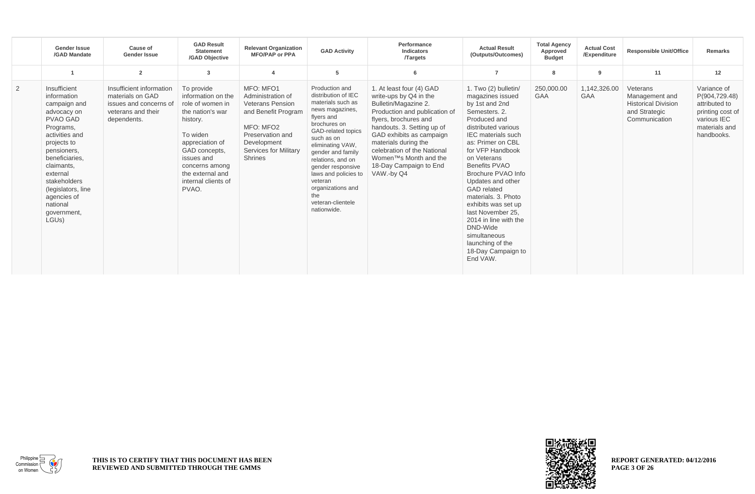| | Gender Issue /GAD Mandate | Cause of Gender Issue | GAD Result Statement /GAD Objective | Relevant Organization MFO/PAP or PPA | GAD Activity | Performance Indicators /Targets | Actual Result (Outputs/Outcomes) | Total Agency Approved Budget | Actual Cost /Expenditure | Responsible Unit/Office | Remarks |
|---|---|---|---|---|---|---|---|---|---|---|---|
| | 1 | 2 | 3 | 4 | 5 | 6 | 7 | 8 | 9 | 11 | 12 |
| 2 | Insufficient information campaign and advocacy on PVAO GAD Programs, activities and projects to pensioners, beneficiaries, claimants, external stakeholders (legislators, line agencies of national government, LGUs) | Insufficient information materials on GAD issues and concerns of veterans and their dependents. | To provide information on the role of women in the nation's war history.<br><br>To widen appreciation of GAD concepts, issues and concerns among the external and internal clients of PVAO. | MFO: MFO1 Administration of Veterans Pension and Benefit Program<br><br>MFO: MFO2 Preservation and Development Services for Military Shrines | Production and distribution of IEC materials such as news magazines, flyers and brochures on GAD-related topics such as on eliminating VAW, gender and family relations, and on gender responsive laws and policies to veteran organizations and the veteran-clientele nationwide. | 1. At least four (4) GAD write-ups by Q4 in the Bulletin/Magazine 2. Production and publication of flyers, brochures and handouts. 3. Setting up of GAD exhibits as campaign materials during the celebration of the National Women™s Month and the 18-Day Campaign to End VAW.-by Q4 | 1. Two (2) bulletin/ magazines issued by 1st and 2nd Semesters. 2. Produced and distributed various IEC materials such as: Primer on CBL for VFP Handbook on Veterans Benefits PVAO Brochure PVAO Info Updates and other GAD related materials. 3. Photo exhibits was set up last November 25, 2014 in line with the DND-Wide simultaneous launching of the 18-Day Campaign to End VAW. | 250,000.00 GAA | 1,142,326.00 GAA | Veterans Management and Historical Division and Strategic Communication | Variance of P(904,729.48) attributed to printing cost of various IEC materials and handbooks. |

THIS IS TO CERTIFY THAT THIS DOCUMENT HAS BEEN REVIEWED AND SUBMITTED THROUGH THE GMMS

REPORT GENERATED: 04/12/2016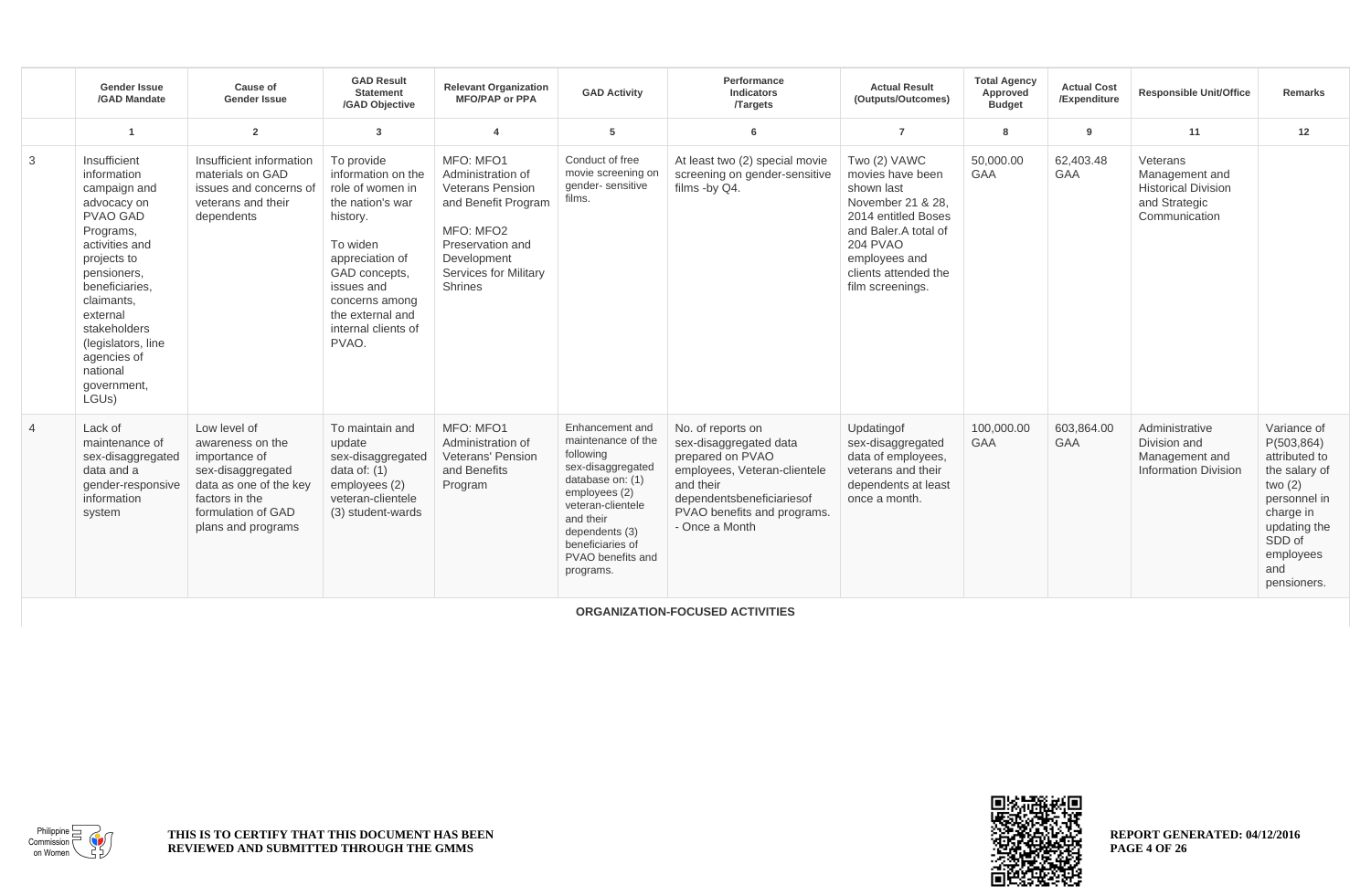|  | Gender Issue /GAD Mandate | Cause of Gender Issue | GAD Result Statement /GAD Objective | Relevant Organization MFO/PAP or PPA | GAD Activity | Performance Indicators /Targets | Actual Result (Outputs/Outcomes) | Total Agency Approved Budget | Actual Cost /Expenditure | Responsible Unit/Office | Remarks |
|---|---|---|---|---|---|---|---|---|---|---|---|
|  | 1 | 2 | 3 | 4 | 5 | 6 | 7 | 8 | 9 | 11 | 12 |
| 3 | Insufficient information campaign and advocacy on PVAO GAD Programs, activities and projects to pensioners, beneficiaries, claimants, external stakeholders (legislators, line agencies of national government, LGUs) | Insufficient information materials on GAD issues and concerns of veterans and their dependents | To provide information on the role of women in the nation's war history.<br><br>To widen appreciation of GAD concepts, issues and concerns among the external and internal clients of PVAO. | MFO: MFO1 Administration of Veterans Pension and Benefit Program<br><br>MFO: MFO2 Preservation and Development Services for Military Shrines | Conduct of free movie screening on gender- sensitive films. | At least two (2) special movie screening on gender-sensitive films -by Q4. | Two (2) VAWC movies have been shown last November 21 & 28, 2014 entitled Boses and Baler.A total of 204 PVAO employees and clients attended the film screenings. | 50,000.00 GAA | 62,403.48 GAA | Veterans Management and Historical Division and Strategic Communication |  |
| 4 | Lack of maintenance of sex-disaggregated data and a gender-responsive information system | Low level of awareness on the importance of sex-disaggregated data as one of the key factors in the formulation of GAD plans and programs | To maintain and update sex-disaggregated data of: (1) employees (2) veteran-clientele (3) student-wards | MFO: MFO1 Administration of Veterans' Pension and Benefits Program | Enhancement and maintenance of the following sex-disaggregated database on: (1) employees (2) veteran-clientele and their dependents (3) beneficiaries of PVAO benefits and programs. | No. of reports on sex-disaggregated data prepared on PVAO employees, Veteran-clientele and their dependentsbeneficiariesof PVAO benefits and programs. - Once a Month | Updatingof sex-disaggregated data of employees, veterans and their dependents at least once a month. | 100,000.00 GAA | 603,864.00 GAA | Administrative Division and Management and Information Division | Variance of P(503,864) attributed to the salary of two (2) personnel in charge in updating the SDD of employees and pensioners. |

**ORGANIZATION-FOCUSED ACTIVITIES**

THIS IS TO CERTIFY THAT THIS DOCUMENT HAS BEEN REVIEWED AND SUBMITTED THROUGH THE GMMS

REPORT GENERATED: 04/12/2016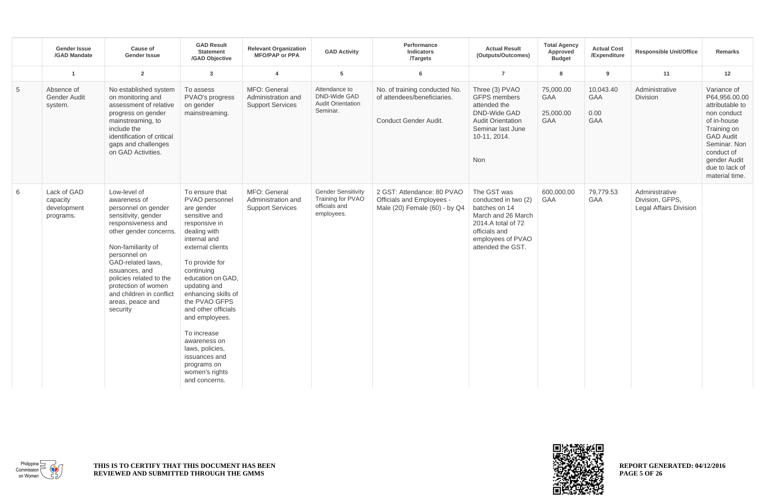| | Gender Issue /GAD Mandate | Cause of Gender Issue | GAD Result Statement /GAD Objective | Relevant Organization MFO/PAP or PPA | GAD Activity | Performance Indicators /Targets | Actual Result (Outputs/Outcomes) | Total Agency Approved Budget | Actual Cost /Expenditure | Responsible Unit/Office | Remarks |
|---|---|---|---|---|---|---|---|---|---|---|---|
| | 1 | 2 | 3 | 4 | 5 | 6 | 7 | 8 | 9 | 11 | 12 |
| 5 | Absence of Gender Audit system. | No established system on monitoring and assessment of relative progress on gender mainstreaming, to include the identification of critical gaps and challenges on GAD Activities. | To assess PVAO's progress on gender mainstreaming. | MFO: General Administration and Support Services | Attendance to DND-Wide GAD Audit Orientation Seminar. | No. of training conducted No. of attendees/beneficiaries.<br><br>Conduct Gender Audit. | Three (3) PVAO GFPS members attended the DND-Wide GAD Audit Orientation Seminar last June 10-11, 2014.<br><br>Non | 75,000.00 GAA<br><br>25,000.00 GAA | 10,043.40 GAA<br><br>0.00 GAA | Administrative Division | Variance of P64,956.00.00 attributable to non conduct of in-house Training on GAD Audit Seminar. Non conduct of gender Audit due to lack of material time. |
| 6 | Lack of GAD capacity development programs. | Low-level of awareness of personnel on gender sensitivity, gender responsiveness and other gender concerns.<br><br>Non-familiarity of personnel on GAD-related laws, issuances, and policies related to the protection of women and children in conflict areas, peace and security | To ensure that PVAO personnel are gender sensitive and responsive in dealing with internal and external clients<br><br>To provide for continuing education on GAD, updating and enhancing skills of the PVAO GFPS and other officials and employees.<br><br>To increase awareness on laws, policies, issuances and programs on women's rights and concerns. | MFO: General Administration and Support Services | Gender Sensitivity Training for PVAO officials and employees. | 2 GST: Attendance: 80 PVAO Officials and Employees - Male (20) Female (60) - by Q4 | The GST was conducted in two (2) batches on 14 March and 26 March 2014.A total of 72 officials and employees of PVAO attended the GST. | 600,000.00 GAA | 79,779.53 GAA | Administrative Division, GFPS, Legal Affairs Division | |

THIS IS TO CERTIFY THAT THIS DOCUMENT HAS BEEN REVIEWED AND SUBMITTED THROUGH THE GMMS

REPORT GENERATED: 04/12/2016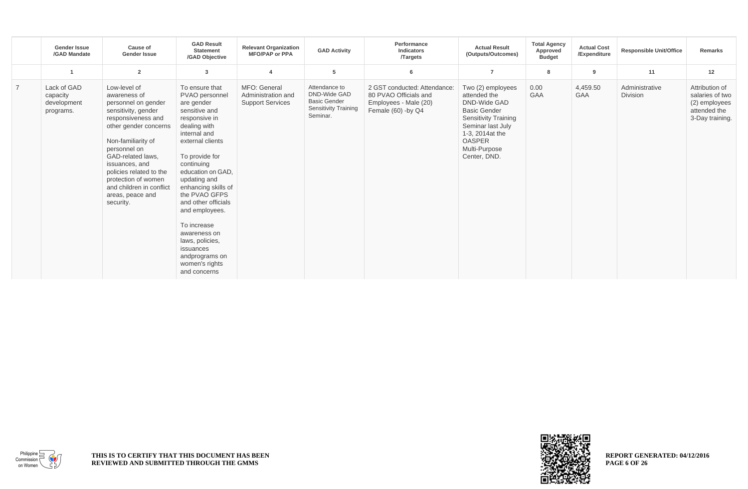| | Gender Issue /GAD Mandate | Cause of Gender Issue | GAD Result Statement /GAD Objective | Relevant Organization MFO/PAP or PPA | GAD Activity | Performance Indicators /Targets | Actual Result (Outputs/Outcomes) | Total Agency Approved Budget | Actual Cost /Expenditure | Responsible Unit/Office | Remarks |
|---|---|---|---|---|---|---|---|---|---|---|---|
| | 1 | 2 | 3 | 4 | 5 | 6 | 7 | 8 | 9 | 11 | 12 |
| 7 | Lack of GAD capacity development programs. | Low-level of awareness of personnel on gender sensitivity, gender responsiveness and other gender concerns<br><br>Non-familiarity of personnel on GAD-related laws, issuances, and policies related to the protection of women and children in conflict areas, peace and security. | To ensure that PVAO personnel are gender sensitive and responsive in dealing with internal and external clients<br><br>To provide for continuing education on GAD, updating and enhancing skills of the PVAO GFPS and other officials and employees.<br><br>To increase awareness on laws, policies, issuances andprograms on women's rights and concerns | MFO: General Administration and Support Services | Attendance to DND-Wide GAD Basic Gender Sensitivity Training Seminar. | 2 GST conducted: Attendance: 80 PVAO Officials and Employees - Male (20) Female (60) -by Q4 | Two (2) employees attended the DND-Wide GAD Basic Gender Sensitivity Training Seminar last July 1-3, 2014at the OASPER Multi-Purpose Center, DND. | 0.00 GAA | 4,459.50 GAA | Administrative Division | Attribution of salaries of two (2) employees attended the 3-Day training. |

THIS IS TO CERTIFY THAT THIS DOCUMENT HAS BEEN REVIEWED AND SUBMITTED THROUGH THE GMMS

REPORT GENERATED: 04/12/2016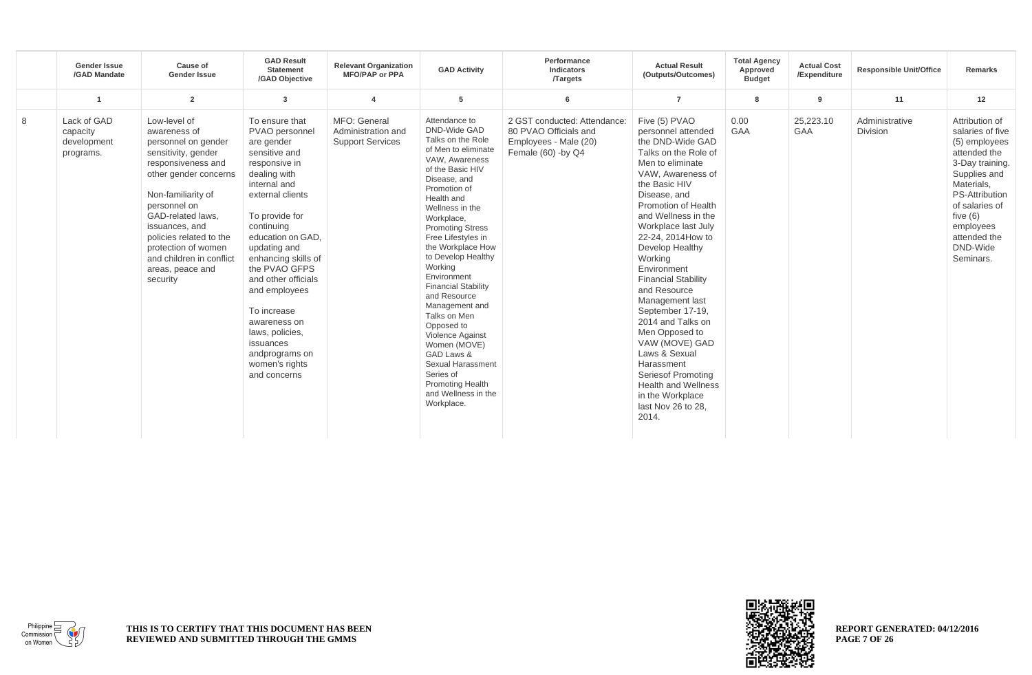| | Gender Issue /GAD Mandate | Cause of Gender Issue | GAD Result Statement /GAD Objective | Relevant Organization MFO/PAP or PPA | GAD Activity | Performance Indicators /Targets | Actual Result (Outputs/Outcomes) | Total Agency Approved Budget | Actual Cost /Expenditure | Responsible Unit/Office | Remarks |
|---|---|---|---|---|---|---|---|---|---|---|---|
| | 1 | 2 | 3 | 4 | 5 | 6 | 7 | 8 | 9 | 11 | 12 |
| 8 | Lack of GAD capacity development programs. | Low-level of awareness of personnel on gender sensitivity, gender responsiveness and other gender concerns<br><br>Non-familiarity of personnel on GAD-related laws, issuances, and policies related to the protection of women and children in conflict areas, peace and security | To ensure that PVAO personnel are gender sensitive and responsive in dealing with internal and external clients<br><br>To provide for continuing education on GAD, updating and enhancing skills of the PVAO GFPS and other officials and employees<br><br>To increase awareness on laws, policies, issuances andprograms on women's rights and concerns | MFO: General Administration and Support Services | Attendance to DND-Wide GAD Talks on the Role of Men to eliminate VAW, Awareness of the Basic HIV Disease, and Promotion of Health and Wellness in the Workplace, Promoting Stress Free Lifestyles in the Workplace How to Develop Healthy Working Environment Financial Stability and Resource Management and Talks on Men Opposed to Violence Against Women (MOVE) GAD Laws & Sexual Harassment Series of Promoting Health and Wellness in the Workplace. | 2 GST conducted: Attendance: 80 PVAO Officials and Employees - Male (20) Female (60) -by Q4 | Five (5) PVAO personnel attended the DND-Wide GAD Talks on the Role of Men to eliminate VAW, Awareness of the Basic HIV Disease, and Promotion of Health and Wellness in the Workplace last July 22-24, 2014How to Develop Healthy Working Environment Financial Stability and Resource Management last September 17-19, 2014 and Talks on Men Opposed to VAW (MOVE) GAD Laws & Sexual Harassment Seriesof Promoting Health and Wellness in the Workplace last Nov 26 to 28, 2014. | 0.00 GAA | 25,223.10 GAA | Administrative Division | Attribution of salaries of five (5) employees attended the 3-Day training. Supplies and Materials, PS-Attribution of salaries of five (6) employees attended the DND-Wide Seminars. |

THIS IS TO CERTIFY THAT THIS DOCUMENT HAS BEEN REVIEWED AND SUBMITTED THROUGH THE GMMS

REPORT GENERATED: 04/12/2016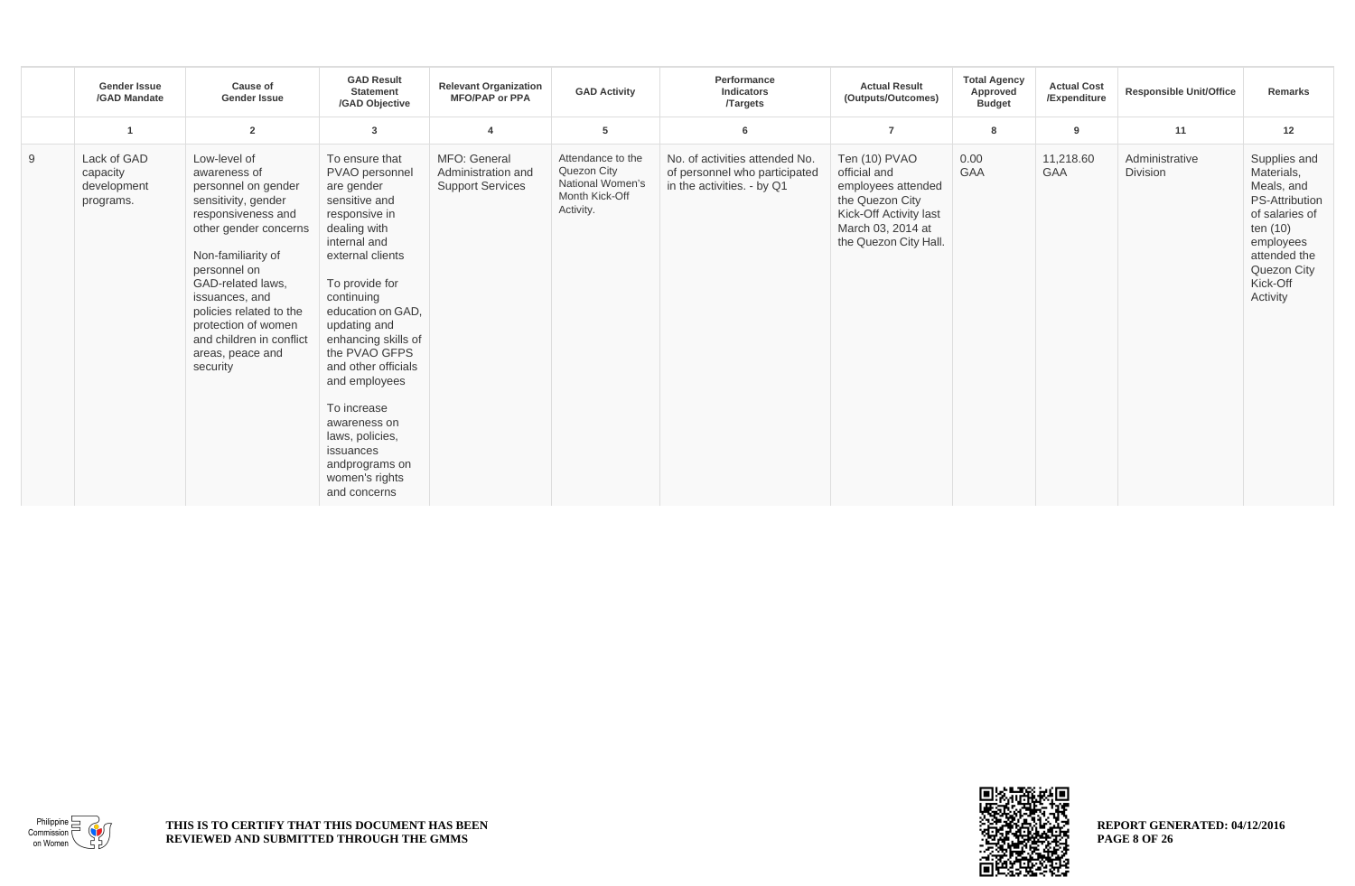| | Gender Issue /GAD Mandate | Cause of Gender Issue | GAD Result Statement /GAD Objective | Relevant Organization MFO/PAP or PPA | GAD Activity | Performance Indicators /Targets | Actual Result (Outputs/Outcomes) | Total Agency Approved Budget | Actual Cost /Expenditure | Responsible Unit/Office | Remarks |
|---|---|---|---|---|---|---|---|---|---|---|---|
| | 1 | 2 | 3 | 4 | 5 | 6 | 7 | 8 | 9 | 11 | 12 |
| 9 | Lack of GAD capacity development programs. | Low-level of awareness of personnel on gender sensitivity, gender responsiveness and other gender concerns<br><br>Non-familiarity of personnel on GAD-related laws, issuances, and policies related to the protection of women and children in conflict areas, peace and security | To ensure that PVAO personnel are gender sensitive and responsive in dealing with internal and external clients<br><br>To provide for continuing education on GAD, updating and enhancing skills of the PVAO GFPS and other officials and employees<br><br>To increase awareness on laws, policies, issuances andprograms on women's rights and concerns | MFO: General Administration and Support Services | Attendance to the Quezon City National Women's Month Kick-Off Activity. | No. of activities attended No. of personnel who participated in the activities. - by Q1 | Ten (10) PVAO official and employees attended the Quezon City Kick-Off Activity last March 03, 2014 at the Quezon City Hall. | 0.00 GAA | 11,218.60 GAA | Administrative Division | Supplies and Materials, Meals, and PS-Attribution of salaries of ten (10) employees attended the Quezon City Kick-Off Activity |

**THIS IS TO CERTIFY THAT THIS DOCUMENT HAS BEEN REVIEWED AND SUBMITTED THROUGH THE GMMS**

**REPORT GENERATED: 04/12/2016**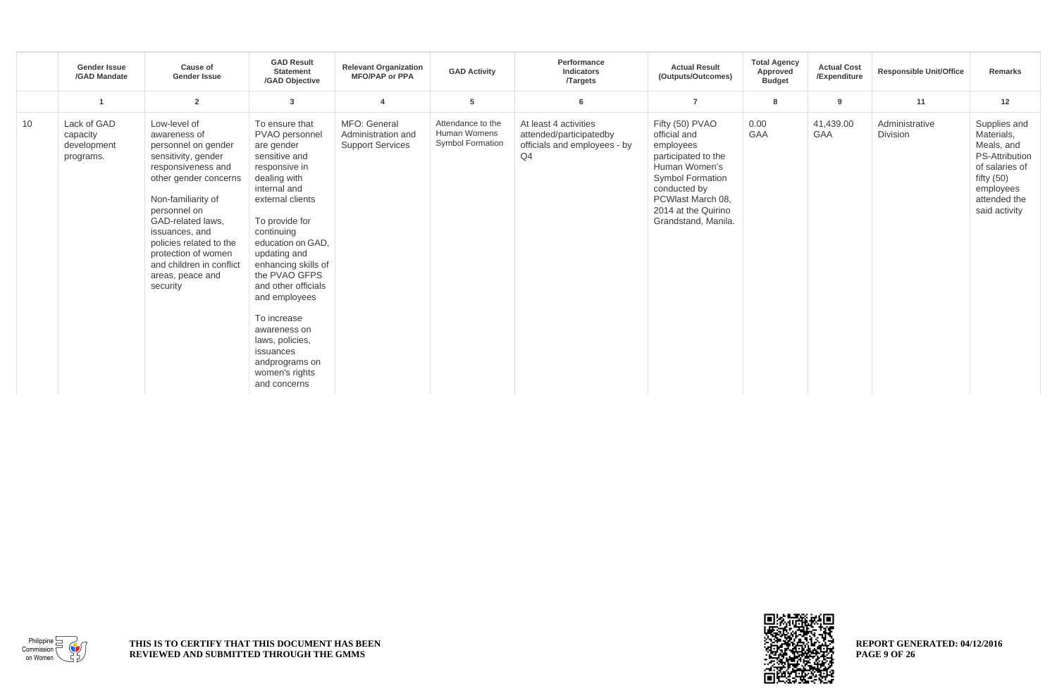| | Gender Issue /GAD Mandate | Cause of Gender Issue | GAD Result Statement /GAD Objective | Relevant Organization MFO/PAP or PPA | GAD Activity | Performance Indicators /Targets | Actual Result (Outputs/Outcomes) | Total Agency Approved Budget | Actual Cost /Expenditure | Responsible Unit/Office | Remarks |
|---|---|---|---|---|---|---|---|---|---|---|---|
| | 1 | 2 | 3 | 4 | 5 | 6 | 7 | 8 | 9 | 11 | 12 |
| 10 | Lack of GAD capacity development programs. | Low-level of awareness of personnel on gender sensitivity, gender responsiveness and other gender concerns<br><br>Non-familiarity of personnel on GAD-related laws, issuances, and policies related to the protection of women and children in conflict areas, peace and security | To ensure that PVAO personnel are gender sensitive and responsive in dealing with internal and external clients<br><br>To provide for continuing education on GAD, updating and enhancing skills of the PVAO GFPS and other officials and employees<br><br>To increase awareness on laws, policies, issuances andprograms on women's rights and concerns | MFO: General Administration and Support Services | Attendance to the Human Womens Symbol Formation | At least 4 activities attended/participatedby officials and employees - by Q4 | Fifty (50) PVAO official and employees participated to the Human Women's Symbol Formation conducted by PCWlast March 08, 2014 at the Quirino Grandstand, Manila. | 0.00 GAA | 41,439.00 GAA | Administrative Division | Supplies and Materials, Meals, and PS-Attribution of salaries of fifty (50) employees attended the said activity |

**THIS IS TO CERTIFY THAT THIS DOCUMENT HAS BEEN REVIEWED AND SUBMITTED THROUGH THE GMMS**

**REPORT GENERATED: 04/12/2016**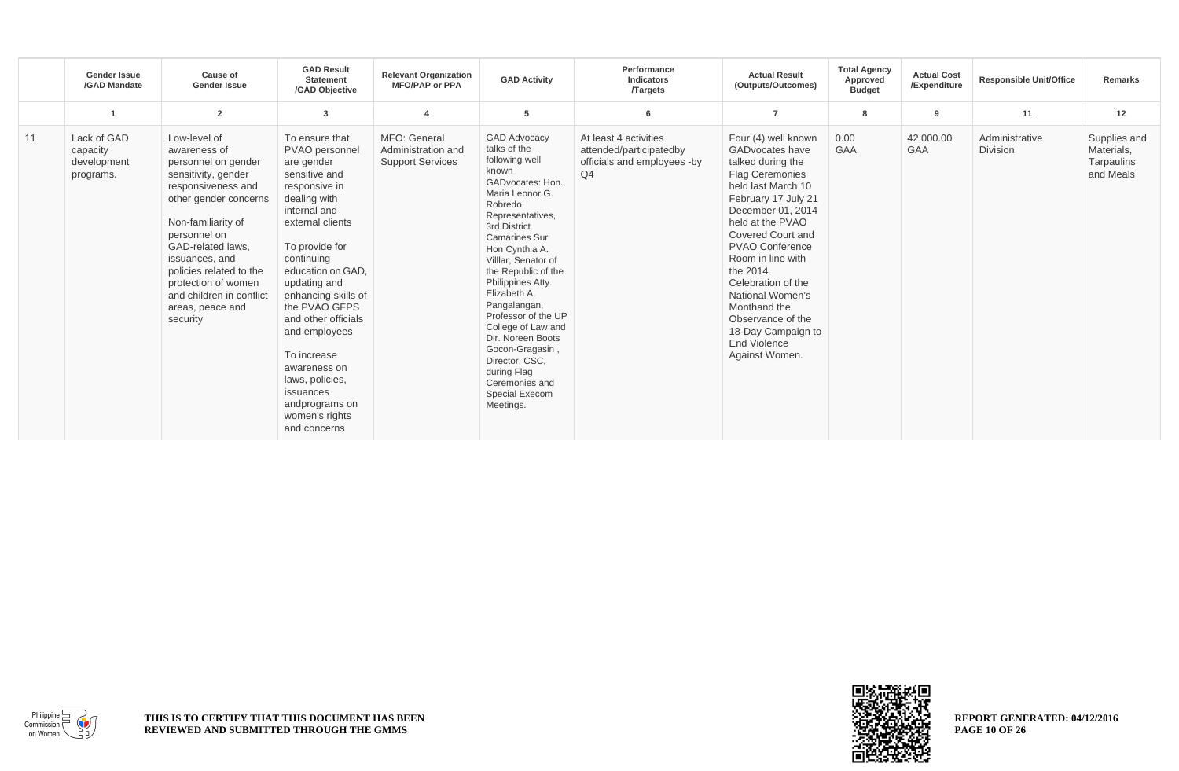| | Gender Issue /GAD Mandate | Cause of Gender Issue | GAD Result Statement /GAD Objective | Relevant Organization MFO/PAP or PPA | GAD Activity | Performance Indicators /Targets | Actual Result (Outputs/Outcomes) | Total Agency Approved Budget | Actual Cost /Expenditure | Responsible Unit/Office | Remarks |
|---|---|---|---|---|---|---|---|---|---|---|---|
| | 1 | 2 | 3 | 4 | 5 | 6 | 7 | 8 | 9 | 11 | 12 |
| 11 | Lack of GAD capacity development programs. | Low-level of awareness of personnel on gender sensitivity, gender responsiveness and other gender concerns<br><br>Non-familiarity of personnel on GAD-related laws, issuances, and policies related to the protection of women and children in conflict areas, peace and security | To ensure that PVAO personnel are gender sensitive and responsive in dealing with internal and external clients<br><br>To provide for continuing education on GAD, updating and enhancing skills of the PVAO GFPS and other officials and employees<br><br>To increase awareness on laws, policies, issuances andprograms on women's rights and concerns | MFO: General Administration and Support Services | GAD Advocacy talks of the following well known GADvocates: Hon. Maria Leonor G. Robredo, Representatives, 3rd District Camarines Sur Hon Cynthia A. Villlar, Senator of the Republic of the Philippines Atty. Elizabeth A. Pangalangan, Professor of the UP College of Law and Dir. Noreen Boots Gocon-Gragasin , Director, CSC, during Flag Ceremonies and Special Execom Meetings. | At least 4 activities attended/participatedby officials and employees -by Q4 | Four (4) well known GADvocates have talked during the Flag Ceremonies held last March 10 February 17 July 21 December 01, 2014 held at the PVAO Covered Court and PVAO Conference Room in line with the 2014 Celebration of the National Women's Monthand the Observance of the 18-Day Campaign to End Violence Against Women. | 0.00 GAA | 42,000.00 GAA | Administrative Division | Supplies and Materials, Tarpaulins and Meals |

THIS IS TO CERTIFY THAT THIS DOCUMENT HAS BEEN REVIEWED AND SUBMITTED THROUGH THE GMMS

REPORT GENERATED: 04/12/2016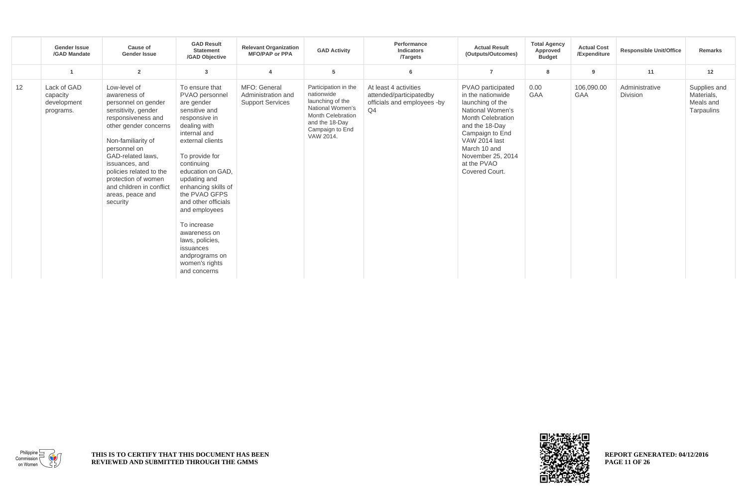| | Gender Issue /GAD Mandate | Cause of Gender Issue | GAD Result Statement /GAD Objective | Relevant Organization MFO/PAP or PPA | GAD Activity | Performance Indicators /Targets | Actual Result (Outputs/Outcomes) | Total Agency Approved Budget | Actual Cost /Expenditure | Responsible Unit/Office | Remarks |
|---|---|---|---|---|---|---|---|---|---|---|---|
| | 1 | 2 | 3 | 4 | 5 | 6 | 7 | 8 | 9 | 11 | 12 |
| 12 | Lack of GAD capacity development programs. | Low-level of awareness of personnel on gender sensitivity, gender responsiveness and other gender concerns<br><br>Non-familiarity of personnel on GAD-related laws, issuances, and policies related to the protection of women and children in conflict areas, peace and security | To ensure that PVAO personnel are gender sensitive and responsive in dealing with internal and external clients<br><br>To provide for continuing education on GAD, updating and enhancing skills of the PVAO GFPS and other officials and employees<br><br>To increase awareness on laws, policies, issuances andprograms on women's rights and concerns | MFO: General Administration and Support Services | Participation in the nationwide launching of the National Women's Month Celebration and the 18-Day Campaign to End VAW 2014. | At least 4 activities attended/participatedby officials and employees -by Q4 | PVAO participated in the nationwide launching of the National Women's Month Celebration and the 18-Day Campaign to End VAW 2014 last March 10 and November 25, 2014 at the PVAO Covered Court. | 0.00 GAA | 106,090.00 GAA | Administrative Division | Supplies and Materials, Meals and Tarpaulins |

THIS IS TO CERTIFY THAT THIS DOCUMENT HAS BEEN REVIEWED AND SUBMITTED THROUGH THE GMMS

REPORT GENERATED: 04/12/2016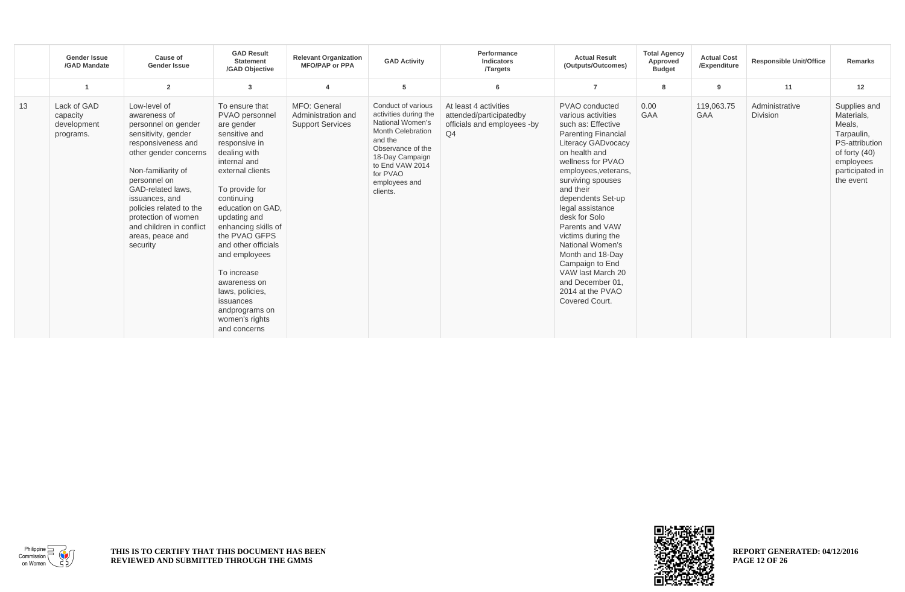| | Gender Issue /GAD Mandate | Cause of Gender Issue | GAD Result Statement /GAD Objective | Relevant Organization MFO/PAP or PPA | GAD Activity | Performance Indicators /Targets | Actual Result (Outputs/Outcomes) | Total Agency Approved Budget | Actual Cost /Expenditure | Responsible Unit/Office | Remarks |
|---|---|---|---|---|---|---|---|---|---|---|---|
| | 1 | 2 | 3 | 4 | 5 | 6 | 7 | 8 | 9 | 11 | 12 |
| 13 | Lack of GAD capacity development programs. | Low-level of awareness of personnel on gender sensitivity, gender responsiveness and other gender concerns<br><br>Non-familiarity of personnel on GAD-related laws, issuances, and policies related to the protection of women and children in conflict areas, peace and security | To ensure that PVAO personnel are gender sensitive and responsive in dealing with internal and external clients<br><br>To provide for continuing education on GAD, updating and enhancing skills of the PVAO GFPS and other officials and employees<br><br>To increase awareness on laws, policies, issuances andprograms on women's rights and concerns | MFO: General Administration and Support Services | Conduct of various activities during the National Women's Month Celebration and the Observance of the 18-Day Campaign to End VAW 2014 for PVAO employees and clients. | At least 4 activities attended/participatedby officials and employees -by Q4 | PVAO conducted various activities such as: Effective Parenting Financial Literacy GADvocacy on health and wellness for PVAO employees,veterans, surviving spouses and their dependents Set-up legal assistance desk for Solo Parents and VAW victims during the National Women's Month and 18-Day Campaign to End VAW last March 20 and December 01, 2014 at the PVAO Covered Court. | 0.00 GAA | 119,063.75 GAA | Administrative Division | Supplies and Materials, Meals, Tarpaulin, PS-attribution of forty (40) employees participated in the event |

THIS IS TO CERTIFY THAT THIS DOCUMENT HAS BEEN REVIEWED AND SUBMITTED THROUGH THE GMMS

REPORT GENERATED: 04/12/2016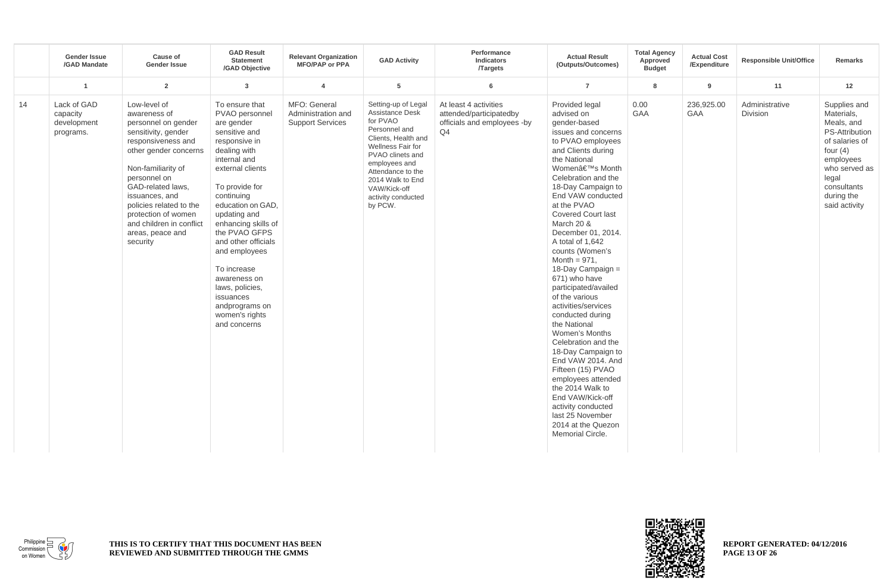| | Gender Issue /GAD Mandate | Cause of Gender Issue | GAD Result Statement /GAD Objective | Relevant Organization MFO/PAP or PPA | GAD Activity | Performance Indicators /Targets | Actual Result (Outputs/Outcomes) | Total Agency Approved Budget | Actual Cost /Expenditure | Responsible Unit/Office | Remarks |
|---|---|---|---|---|---|---|---|---|---|---|---|
| | 1 | 2 | 3 | 4 | 5 | 6 | 7 | 8 | 9 | 11 | 12 |
| 14 | Lack of GAD capacity development programs. | Low-level of awareness of personnel on gender sensitivity, gender responsiveness and other gender concerns<br><br>Non-familiarity of personnel on GAD-related laws, issuances, and policies related to the protection of women and children in conflict areas, peace and security | To ensure that PVAO personnel are gender sensitive and responsive in dealing with internal and external clients<br><br>To provide for continuing education on GAD, updating and enhancing skills of the PVAO GFPS and other officials and employees<br><br>To increase awareness on laws, policies, issuances andprograms on women's rights and concerns | MFO: General Administration and Support Services | Setting-up of Legal Assistance Desk for PVAO Personnel and Clients, Health and Wellness Fair for PVAO clinets and employees and Attendance to the 2014 Walk to End VAW/Kick-off activity conducted by PCW. | At least 4 activities attended/participatedby officials and employees -by Q4 | Provided legal advised on gender-based issues and concerns to PVAO employees and Clients during the National Womenâ€™s Month Celebration and the 18-Day Campaign to End VAW conducted at the PVAO Covered Court last March 20 & December 01, 2014. A total of 1,642 counts (Women's Month = 971, 18-Day Campaign = 671) who have participated/availed of the various activities/services conducted during the National Women's Months Celebration and the 18-Day Campaign to End VAW 2014. And Fifteen (15) PVAO employees attended the 2014 Walk to End VAW/Kick-off activity conducted last 25 November 2014 at the Quezon Memorial Circle. | 0.00 GAA | 236,925.00 GAA | Administrative Division | Supplies and Materials, Meals, and PS-Attribution of salaries of four (4) employees who served as legal consultants during the said activity |

THIS IS TO CERTIFY THAT THIS DOCUMENT HAS BEEN REVIEWED AND SUBMITTED THROUGH THE GMMS

REPORT GENERATED: 04/12/2016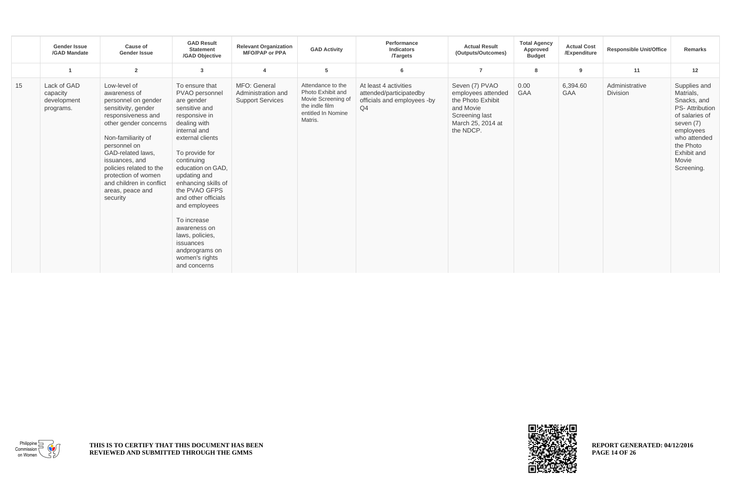| | Gender Issue /GAD Mandate | Cause of Gender Issue | GAD Result Statement /GAD Objective | Relevant Organization MFO/PAP or PPA | GAD Activity | Performance Indicators /Targets | Actual Result (Outputs/Outcomes) | Total Agency Approved Budget | Actual Cost /Expenditure | Responsible Unit/Office | Remarks |
|---|---|---|---|---|---|---|---|---|---|---|---|
| | 1 | 2 | 3 | 4 | 5 | 6 | 7 | 8 | 9 | 11 | 12 |
| 15 | Lack of GAD capacity development programs. | Low-level of awareness of personnel on gender sensitivity, gender responsiveness and other gender concerns<br><br>Non-familiarity of personnel on GAD-related laws, issuances, and policies related to the protection of women and children in conflict areas, peace and security | To ensure that PVAO personnel are gender sensitive and responsive in dealing with internal and external clients<br><br>To provide for continuing education on GAD, updating and enhancing skills of the PVAO GFPS and other officials and employees<br><br>To increase awareness on laws, policies, issuances andprograms on women's rights and concerns | MFO: General Administration and Support Services | Attendance to the Photo Exhibit and Movie Screening of the indie film entitled In Nomine Matris. | At least 4 activities attended/participatedby officials and employees -by Q4 | Seven (7) PVAO employees attended the Photo Exhibit and Movie Screening last March 25, 2014 at the NDCP. | 0.00 GAA | 6,394.60 GAA | Administrative Division | Supplies and Matrials, Snacks, and PS- Attribution of salaries of seven (7) employees who attended the Photo Exhibit and Movie Screening. |

**THIS IS TO CERTIFY THAT THIS DOCUMENT HAS BEEN REVIEWED AND SUBMITTED THROUGH THE GMMS**

**REPORT GENERATED: 04/12/2016**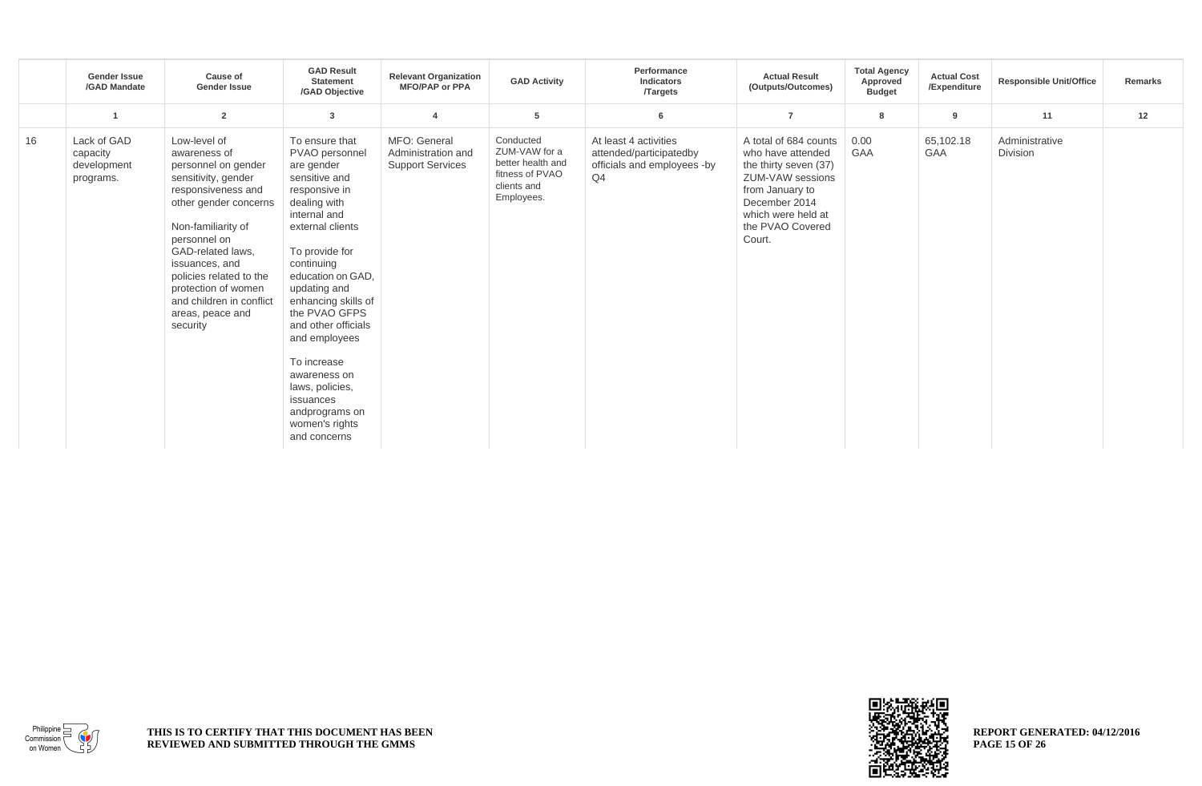| | Gender Issue /GAD Mandate | Cause of Gender Issue | GAD Result Statement /GAD Objective | Relevant Organization MFO/PAP or PPA | GAD Activity | Performance Indicators /Targets | Actual Result (Outputs/Outcomes) | Total Agency Approved Budget | Actual Cost /Expenditure | Responsible Unit/Office | Remarks |
|---|---|---|---|---|---|---|---|---|---|---|---|
| | 1 | 2 | 3 | 4 | 5 | 6 | 7 | 8 | 9 | 11 | 12 |
| 16 | Lack of GAD capacity development programs. | Low-level of awareness of personnel on gender sensitivity, gender responsiveness and other gender concerns<br><br>Non-familiarity of personnel on GAD-related laws, issuances, and policies related to the protection of women and children in conflict areas, peace and security | To ensure that PVAO personnel are gender sensitive and responsive in dealing with internal and external clients<br><br>To provide for continuing education on GAD, updating and enhancing skills of the PVAO GFPS and other officials and employees<br><br>To increase awareness on laws, policies, issuances andprograms on women's rights and concerns | MFO: General Administration and Support Services | Conducted ZUM-VAW for a better health and fitness of PVAO clients and Employees. | At least 4 activities attended/participatedby officials and employees -by Q4 | A total of 684 counts who have attended the thirty seven (37) ZUM-VAW sessions from January to December 2014 which were held at the PVAO Covered Court. | 0.00 GAA | 65,102.18 GAA | Administrative Division | |

THIS IS TO CERTIFY THAT THIS DOCUMENT HAS BEEN REVIEWED AND SUBMITTED THROUGH THE GMMS

REPORT GENERATED: 04/12/2016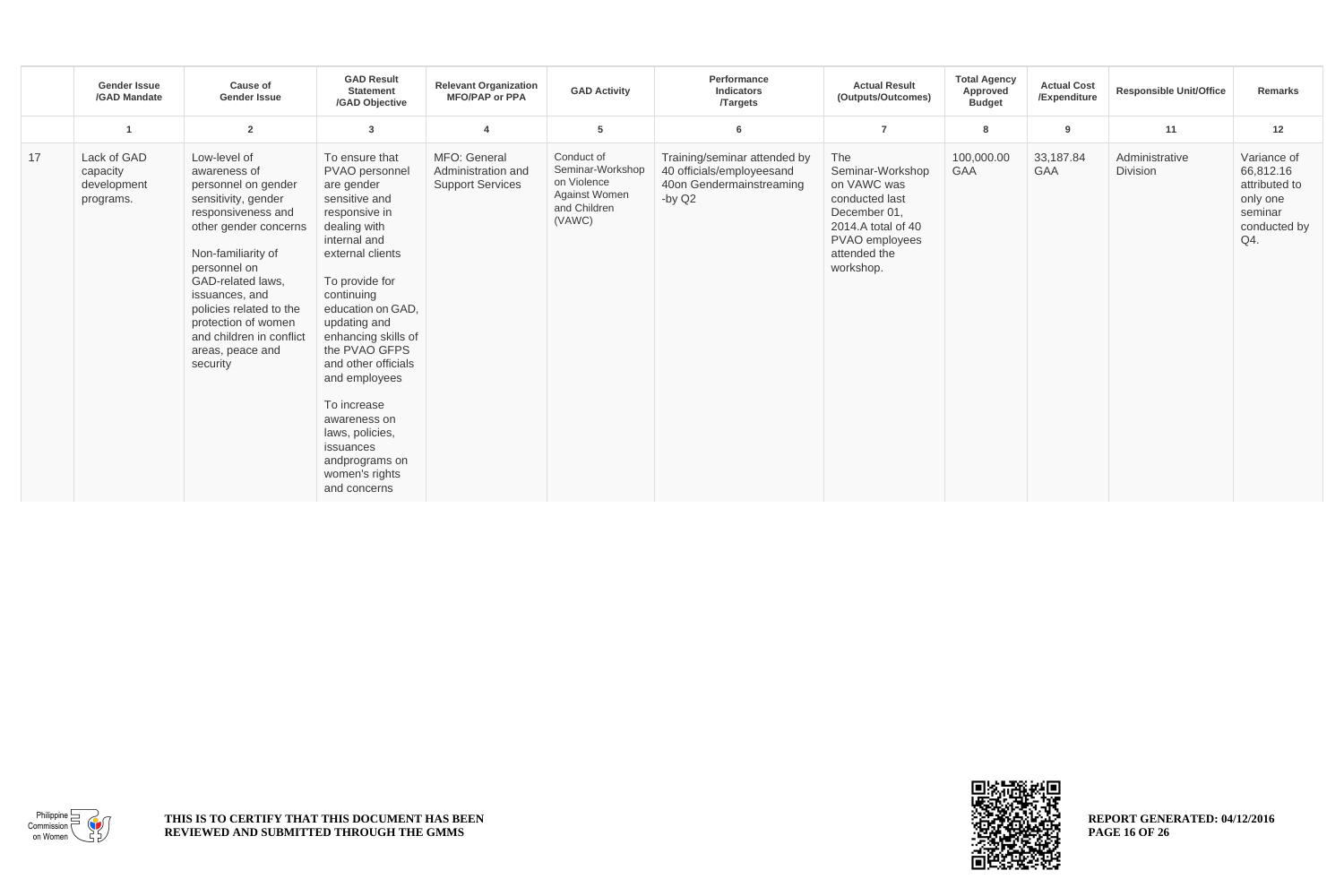| | Gender Issue /GAD Mandate | Cause of Gender Issue | GAD Result Statement /GAD Objective | Relevant Organization MFO/PAP or PPA | GAD Activity | Performance Indicators /Targets | Actual Result (Outputs/Outcomes) | Total Agency Approved Budget | Actual Cost /Expenditure | Responsible Unit/Office | Remarks |
|---|---|---|---|---|---|---|---|---|---|---|---|
| | 1 | 2 | 3 | 4 | 5 | 6 | 7 | 8 | 9 | 11 | 12 |
| 17 | Lack of GAD capacity development programs. | Low-level of awareness of personnel on gender sensitivity, gender responsiveness and other gender concerns<br><br>Non-familiarity of personnel on GAD-related laws, issuances, and policies related to the protection of women and children in conflict areas, peace and security | To ensure that PVAO personnel are gender sensitive and responsive in dealing with internal and external clients<br><br>To provide for continuing education on GAD, updating and enhancing skills of the PVAO GFPS and other officials and employees<br><br>To increase awareness on laws, policies, issuances andprograms on women's rights and concerns | MFO: General Administration and Support Services | Conduct of Seminar-Workshop on Violence Against Women and Children (VAWC) | Training/seminar attended by 40 officials/employeesand 40on Gendermainstreaming -by Q2 | The Seminar-Workshop on VAWC was conducted last December 01, 2014.A total of 40 PVAO employees attended the workshop. | 100,000.00 GAA | 33,187.84 GAA | Administrative Division | Variance of 66,812.16 attributed to only one seminar conducted by Q4. |

THIS IS TO CERTIFY THAT THIS DOCUMENT HAS BEEN REVIEWED AND SUBMITTED THROUGH THE GMMS

REPORT GENERATED: 04/12/2016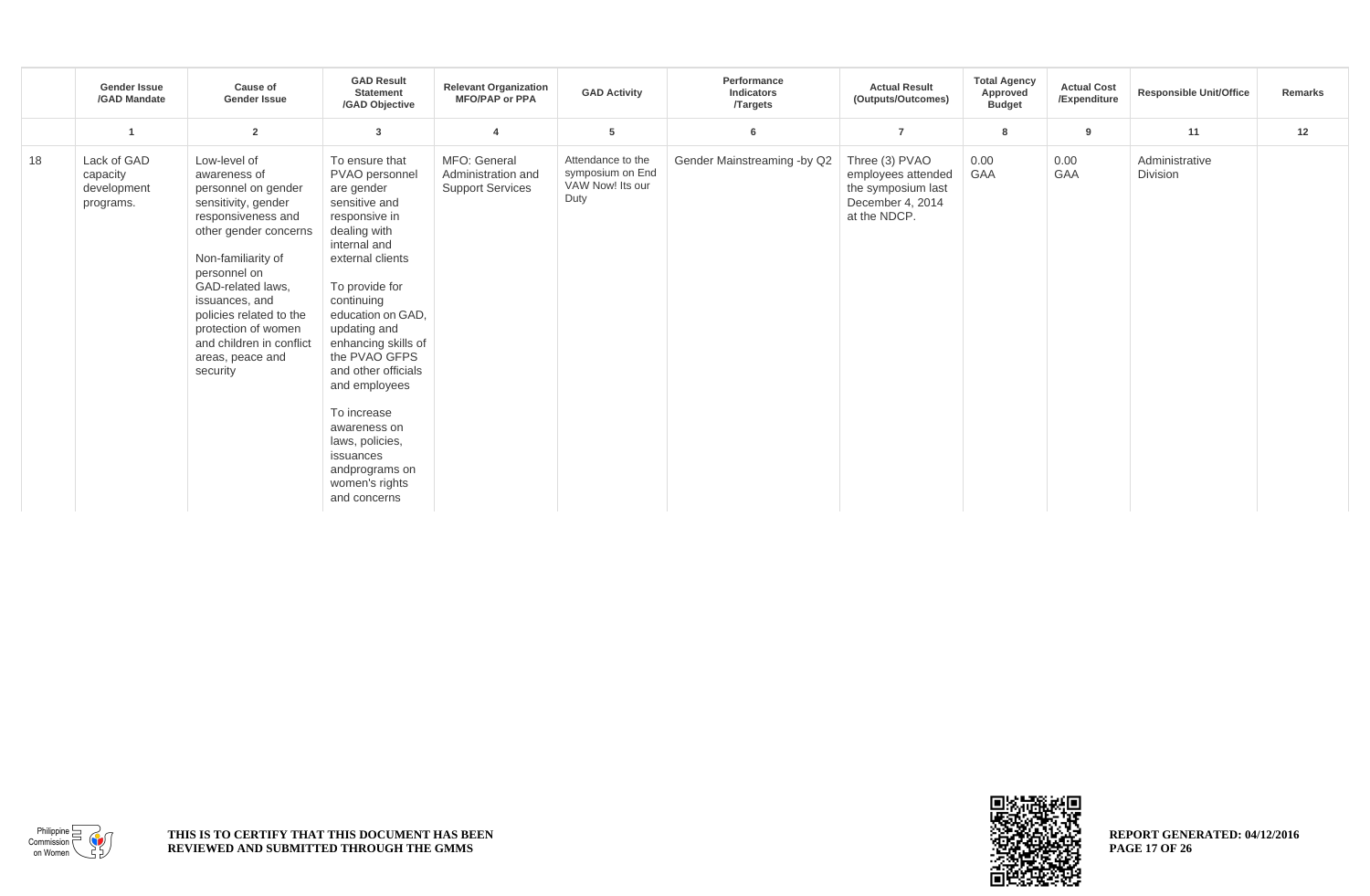| | Gender Issue /GAD Mandate | Cause of Gender Issue | GAD Result Statement /GAD Objective | Relevant Organization MFO/PAP or PPA | GAD Activity | Performance Indicators /Targets | Actual Result (Outputs/Outcomes) | Total Agency Approved Budget | Actual Cost /Expenditure | Responsible Unit/Office | Remarks |
|---|---|---|---|---|---|---|---|---|---|---|---|
| | 1 | 2 | 3 | 4 | 5 | 6 | 7 | 8 | 9 | 11 | 12 |
| 18 | Lack of GAD capacity development programs. | Low-level of awareness of personnel on gender sensitivity, gender responsiveness and other gender concerns<br><br>Non-familiarity of personnel on GAD-related laws, issuances, and policies related to the protection of women and children in conflict areas, peace and security | To ensure that PVAO personnel are gender sensitive and responsive in dealing with internal and external clients<br><br>To provide for continuing education on GAD, updating and enhancing skills of the PVAO GFPS and other officials and employees<br><br>To increase awareness on laws, policies, issuances andprograms on women's rights and concerns | MFO: General Administration and Support Services | Attendance to the symposium on End VAW Now! Its our Duty | Gender Mainstreaming -by Q2 | Three (3) PVAO employees attended the symposium last December 4, 2014 at the NDCP. | 0.00 GAA | 0.00 GAA | Administrative Division | |

THIS IS TO CERTIFY THAT THIS DOCUMENT HAS BEEN REVIEWED AND SUBMITTED THROUGH THE GMMS

REPORT GENERATED: 04/12/2016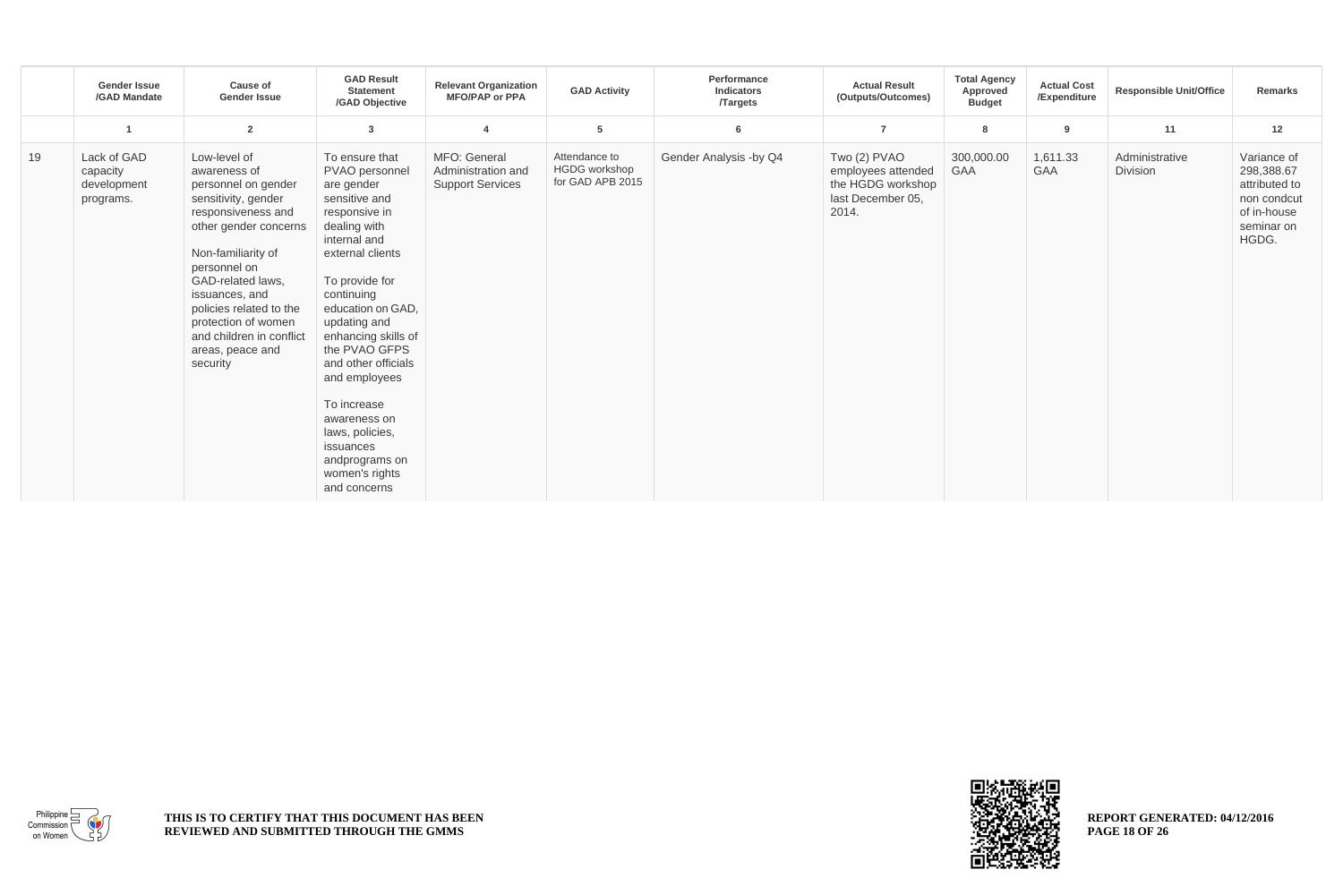| | Gender Issue /GAD Mandate | Cause of Gender Issue | GAD Result Statement /GAD Objective | Relevant Organization MFO/PAP or PPA | GAD Activity | Performance Indicators /Targets | Actual Result (Outputs/Outcomes) | Total Agency Approved Budget | Actual Cost /Expenditure | Responsible Unit/Office | Remarks |
|---|---|---|---|---|---|---|---|---|---|---|---|
| | 1 | 2 | 3 | 4 | 5 | 6 | 7 | 8 | 9 | 11 | 12 |
| 19 | Lack of GAD capacity development programs. | Low-level of awareness of personnel on gender sensitivity, gender responsiveness and other gender concerns<br><br>Non-familiarity of personnel on GAD-related laws, issuances, and policies related to the protection of women and children in conflict areas, peace and security | To ensure that PVAO personnel are gender sensitive and responsive in dealing with internal and external clients<br><br>To provide for continuing education on GAD, updating and enhancing skills of the PVAO GFPS and other officials and employees<br><br>To increase awareness on laws, policies, issuances andprograms on women's rights and concerns | MFO: General Administration and Support Services | Attendance to HGDG workshop for GAD APB 2015 | Gender Analysis -by Q4 | Two (2) PVAO employees attended the HGDG workshop last December 05, 2014. | 300,000.00 GAA | 1,611.33 GAA | Administrative Division | Variance of 298,388.67 attributed to non condcut of in-house seminar on HGDG. |

**THIS IS TO CERTIFY THAT THIS DOCUMENT HAS BEEN REVIEWED AND SUBMITTED THROUGH THE GMMS**

**REPORT GENERATED: 04/12/2016**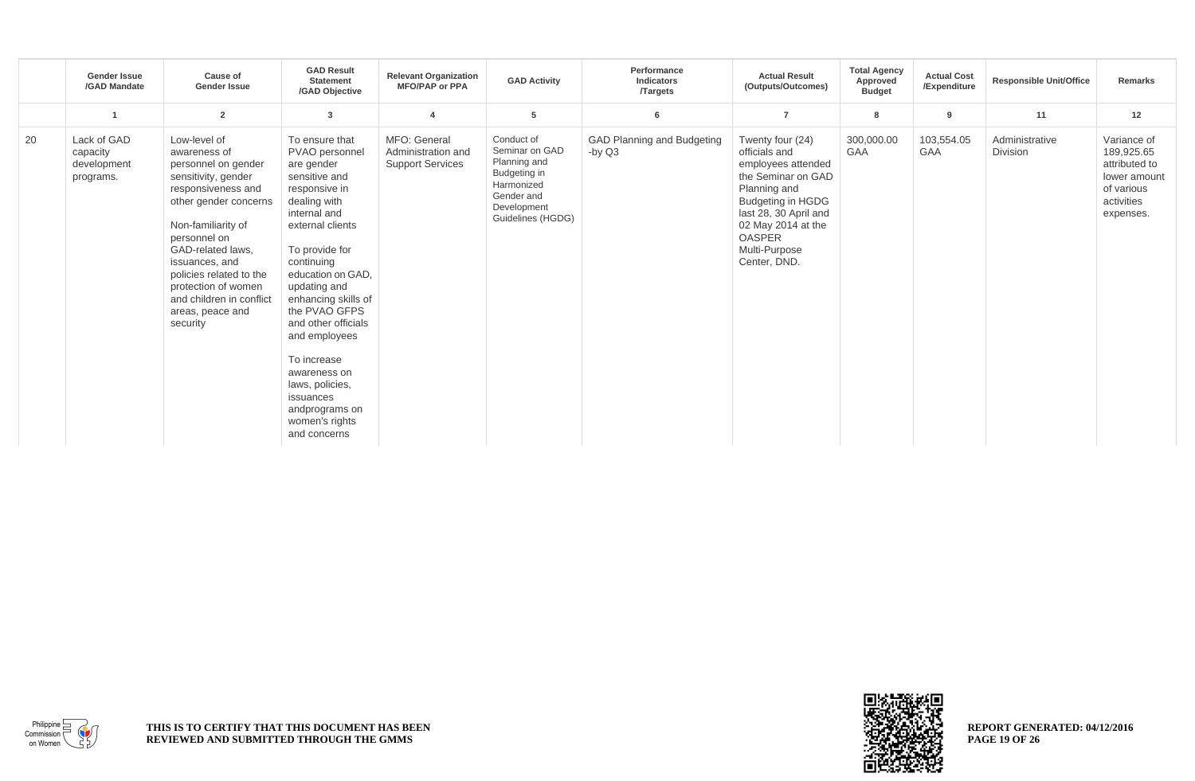| | Gender Issue /GAD Mandate | Cause of Gender Issue | GAD Result Statement /GAD Objective | Relevant Organization MFO/PAP or PPA | GAD Activity | Performance Indicators /Targets | Actual Result (Outputs/Outcomes) | Total Agency Approved Budget | Actual Cost /Expenditure | Responsible Unit/Office | Remarks |
|---|---|---|---|---|---|---|---|---|---|---|---|
| | 1 | 2 | 3 | 4 | 5 | 6 | 7 | 8 | 9 | 11 | 12 |
| 20 | Lack of GAD capacity development programs. | Low-level of awareness of personnel on gender sensitivity, gender responsiveness and other gender concerns<br><br>Non-familiarity of personnel on GAD-related laws, issuances, and policies related to the protection of women and children in conflict areas, peace and security | To ensure that PVAO personnel are gender sensitive and responsive in dealing with internal and external clients<br><br>To provide for continuing education on GAD, updating and enhancing skills of the PVAO GFPS and other officials and employees<br><br>To increase awareness on laws, policies, issuances andprograms on women's rights and concerns | MFO: General Administration and Support Services | Conduct of Seminar on GAD Planning and Budgeting in Harmonized Gender and Development Guidelines (HGDG) | GAD Planning and Budgeting -by Q3 | Twenty four (24) officials and employees attended the Seminar on GAD Planning and Budgeting in HGDG last 28, 30 April and 02 May 2014 at the OASPER Multi-Purpose Center, DND. | 300,000.00 GAA | 103,554.05 GAA | Administrative Division | Variance of 189,925.65 attributed to lower amount of various activities expenses. |

**THIS IS TO CERTIFY THAT THIS DOCUMENT HAS BEEN REVIEWED AND SUBMITTED THROUGH THE GMMS**

**REPORT GENERATED: 04/12/2016**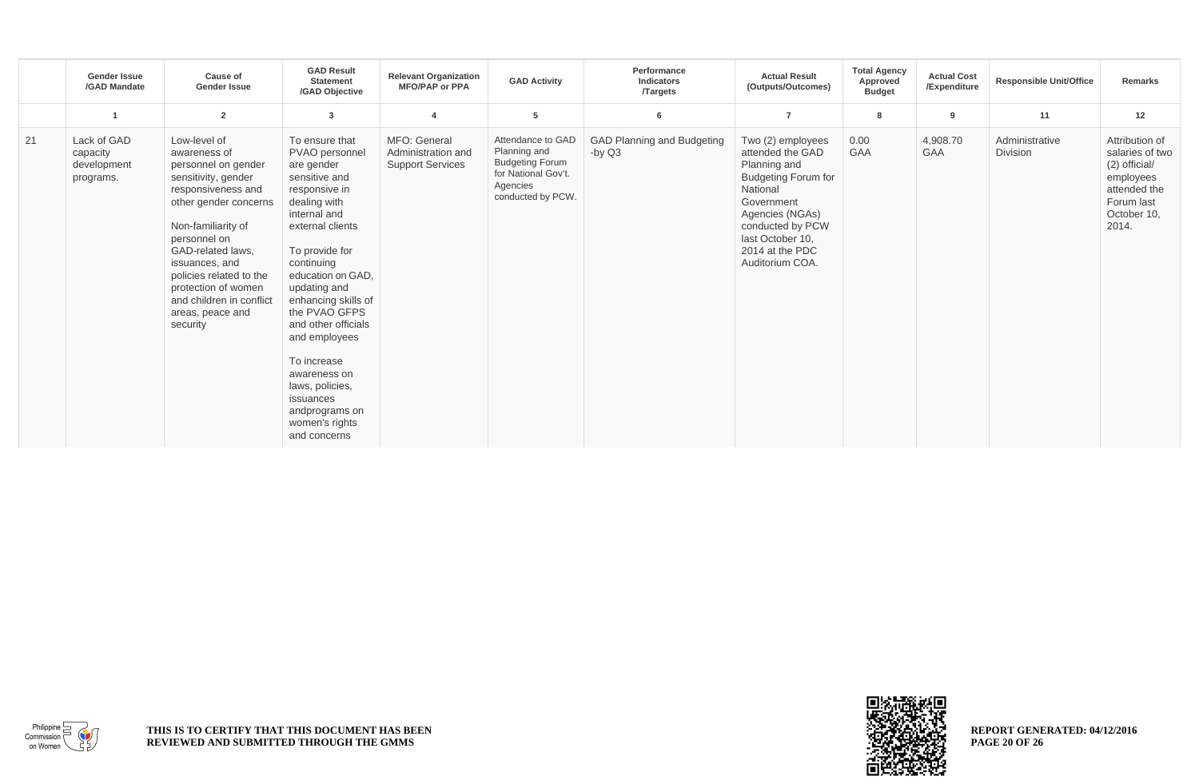| | Gender Issue /GAD Mandate | Cause of Gender Issue | GAD Result Statement /GAD Objective | Relevant Organization MFO/PAP or PPA | GAD Activity | Performance Indicators /Targets | Actual Result (Outputs/Outcomes) | Total Agency Approved Budget | Actual Cost /Expenditure | Responsible Unit/Office | Remarks |
|---|---|---|---|---|---|---|---|---|---|---|---|
| | 1 | 2 | 3 | 4 | 5 | 6 | 7 | 8 | 9 | 11 | 12 |
| 21 | Lack of GAD capacity development programs. | Low-level of awareness of personnel on gender sensitivity, gender responsiveness and other gender concerns<br><br>Non-familiarity of personnel on GAD-related laws, issuances, and policies related to the protection of women and children in conflict areas, peace and security | To ensure that PVAO personnel are gender sensitive and responsive in dealing with internal and external clients<br><br>To provide for continuing education on GAD, updating and enhancing skills of the PVAO GFPS and other officials and employees<br><br>To increase awareness on laws, policies, issuances andprograms on women's rights and concerns | MFO: General Administration and Support Services | Attendance to GAD Planning and Budgeting Forum for National Gov't. Agencies conducted by PCW. | GAD Planning and Budgeting -by Q3 | Two (2) employees attended the GAD Planning and Budgeting Forum for National Government Agencies (NGAs) conducted by PCW last October 10, 2014 at the PDC Auditorium COA. | 0.00 GAA | 4,908.70 GAA | Administrative Division | Attribution of salaries of two (2) official/ employees attended the Forum last October 10, 2014. |

THIS IS TO CERTIFY THAT THIS DOCUMENT HAS BEEN REVIEWED AND SUBMITTED THROUGH THE GMMS

REPORT GENERATED: 04/12/2016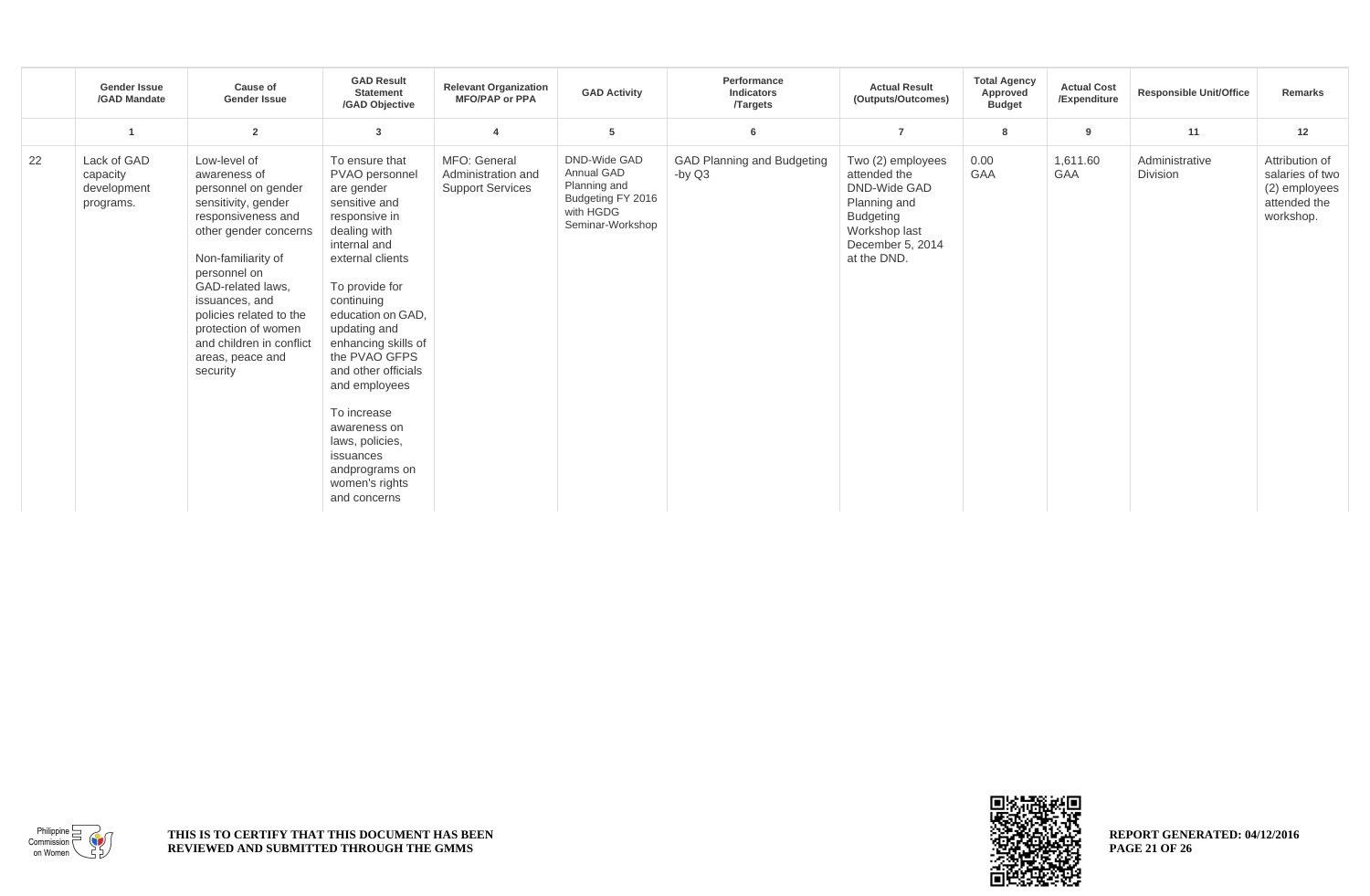| | Gender Issue /GAD Mandate | Cause of Gender Issue | GAD Result Statement /GAD Objective | Relevant Organization MFO/PAP or PPA | GAD Activity | Performance Indicators /Targets | Actual Result (Outputs/Outcomes) | Total Agency Approved Budget | Actual Cost /Expenditure | Responsible Unit/Office | Remarks |
|---|---|---|---|---|---|---|---|---|---|---|---|
| | 1 | 2 | 3 | 4 | 5 | 6 | 7 | 8 | 9 | 11 | 12 |
| 22 | Lack of GAD capacity development programs. | Low-level of awareness of personnel on gender sensitivity, gender responsiveness and other gender concerns<br><br>Non-familiarity of personnel on GAD-related laws, issuances, and policies related to the protection of women and children in conflict areas, peace and security | To ensure that PVAO personnel are gender sensitive and responsive in dealing with internal and external clients<br><br>To provide for continuing education on GAD, updating and enhancing skills of the PVAO GFPS and other officials and employees<br><br>To increase awareness on laws, policies, issuances andprograms on women's rights and concerns | MFO: General Administration and Support Services | DND-Wide GAD Annual GAD Planning and Budgeting FY 2016 with HGDG Seminar-Workshop | GAD Planning and Budgeting -by Q3 | Two (2) employees attended the DND-Wide GAD Planning and Budgeting Workshop last December 5, 2014 at the DND. | 0.00 GAA | 1,611.60 GAA | Administrative Division | Attribution of salaries of two (2) employees attended the workshop. |

THIS IS TO CERTIFY THAT THIS DOCUMENT HAS BEEN REVIEWED AND SUBMITTED THROUGH THE GMMS

REPORT GENERATED: 04/12/2016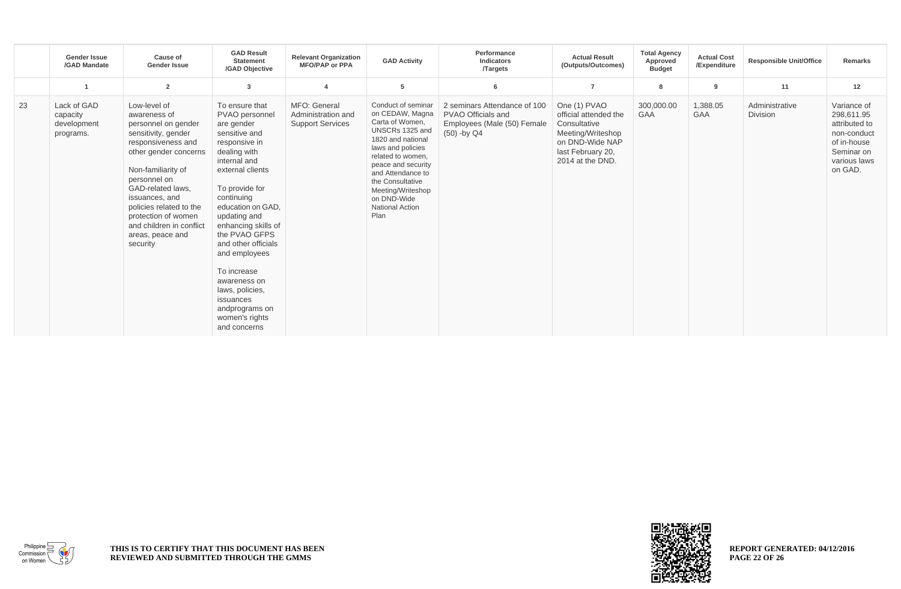| | Gender Issue /GAD Mandate | Cause of Gender Issue | GAD Result Statement /GAD Objective | Relevant Organization MFO/PAP or PPA | GAD Activity | Performance Indicators /Targets | Actual Result (Outputs/Outcomes) | Total Agency Approved Budget | Actual Cost /Expenditure | Responsible Unit/Office | Remarks |
|---|---|---|---|---|---|---|---|---|---|---|---|
| | 1 | 2 | 3 | 4 | 5 | 6 | 7 | 8 | 9 | 11 | 12 |
| 23 | Lack of GAD capacity development programs. | Low-level of awareness of personnel on gender sensitivity, gender responsiveness and other gender concerns<br><br>Non-familiarity of personnel on GAD-related laws, issuances, and policies related to the protection of women and children in conflict areas, peace and security | To ensure that PVAO personnel are gender sensitive and responsive in dealing with internal and external clients<br><br>To provide for continuing education on GAD, updating and enhancing skills of the PVAO GFPS and other officials and employees<br><br>To increase awareness on laws, policies, issuances andprograms on women's rights and concerns | MFO: General Administration and Support Services | Conduct of seminar on CEDAW, Magna Carta of Women, UNSCRs 1325 and 1820 and national laws and policies related to women, peace and security and Attendance to the Consultative Meeting/Writeshop on DND-Wide National Action Plan | 2 seminars Attendance of 100 PVAO Officials and Employees (Male (50) Female (50) -by Q4 | One (1) PVAO official attended the Consultative Meeting/Writeshop on DND-Wide NAP last February 20, 2014 at the DND. | 300,000.00 GAA | 1,388.05 GAA | Administrative Division | Variance of 298,611.95 attributed to non-conduct of in-house Seminar on various laws on GAD. |

THIS IS TO CERTIFY THAT THIS DOCUMENT HAS BEEN REVIEWED AND SUBMITTED THROUGH THE GMMS

REPORT GENERATED: 04/12/2016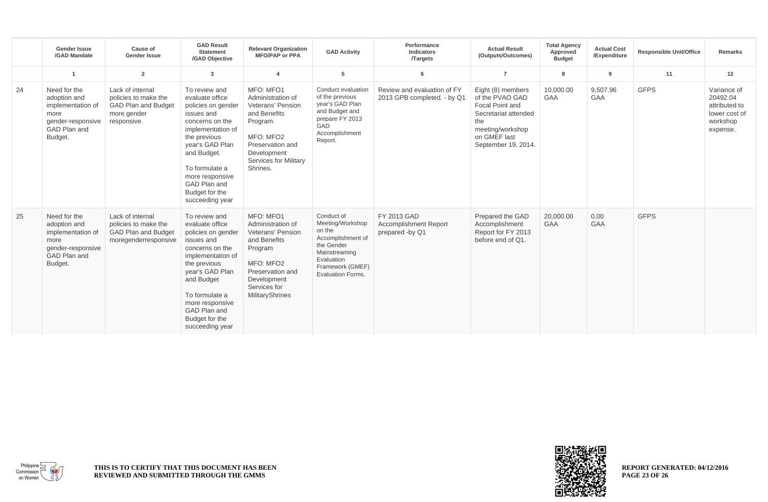| | Gender Issue /GAD Mandate | Cause of Gender Issue | GAD Result Statement /GAD Objective | Relevant Organization MFO/PAP or PPA | GAD Activity | Performance Indicators /Targets | Actual Result (Outputs/Outcomes) | Total Agency Approved Budget | Actual Cost /Expenditure | Responsible Unit/Office | Remarks |
|---|---|---|---|---|---|---|---|---|---|---|---|
| | 1 | 2 | 3 | 4 | 5 | 6 | 7 | 8 | 9 | 11 | 12 |
| 24 | Need for the adoption and implementation of more gender-responsive GAD Plan and Budget. | Lack of internal policies to make the GAD Plan and Budget more gender responsive. | To review and evaluate office policies on gender issues and concerns on the implementation of the previous year's GAD Plan and Budget.<br><br>To formulate a more responsive GAD Plan and Budget for the succeeding year | MFO: MFO1 Administration of Veterans' Pension and Benefits Program.<br><br>MFO: MFO2 Preservation and Development Services for Military Shrines. | Conduct evaluation of the previous year's GAD Plan and Budget and prepare FY 2013 GAD Accomplishment Report. | Review and evaluation of FY 2013 GPB completed. - by Q1 | Eight (8) members of the PVAO GAD Focal Point and Secretariat attended the meeting/workshop on GMEF last September 19, 2014. | 10,000.00 GAA | 9,507.96 GAA | GFPS | Variance of 20492.04 attributed to lower cost of workshop expense. |
| 25 | Need for the adoption and implementation of more gender-responsive GAD Plan and Budget. | Lack of internal policies to make the GAD Plan and Budget moregenderresponsive | To review and evaluate office policies on gender issues and concerns on the implementation of the previous year's GAD Plan and Budget<br><br>To formulate a more responsive GAD Plan and Budget for the succeeding year | MFO: MFO1 Administration of Veterans' Pension and Benefits Program<br><br>MFO: MFO2 Preservation and Development Services for MilitaryShrines | Conduct of Meeting/Workshop on the Accomplishment of the Gender Mainstreaming Evaluation Framework (GMEF) Evaluation Forms. | FY 2013 GAD Accomplishment Report prepared -by Q1 | Prepared the GAD Accomplishment Report for FY 2013 before end of Q1. | 20,000.00 GAA | 0.00 GAA | GFPS | |

THIS IS TO CERTIFY THAT THIS DOCUMENT HAS BEEN REVIEWED AND SUBMITTED THROUGH THE GMMS

REPORT GENERATED: 04/12/2016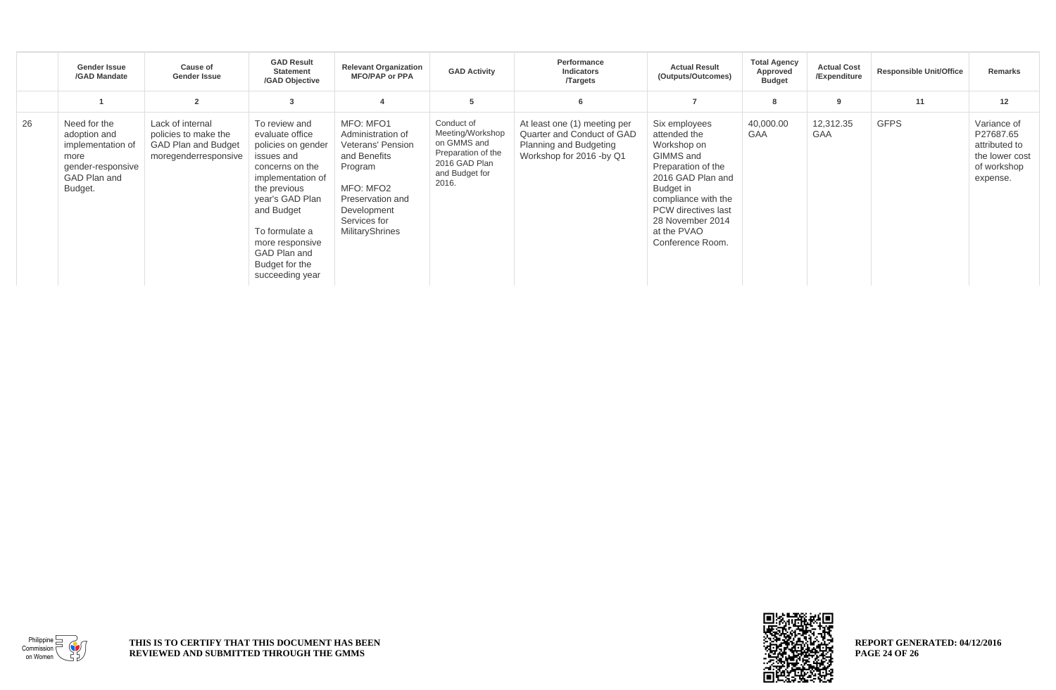| | Gender Issue /GAD Mandate | Cause of Gender Issue | GAD Result Statement /GAD Objective | Relevant Organization MFO/PAP or PPA | GAD Activity | Performance Indicators /Targets | Actual Result (Outputs/Outcomes) | Total Agency Approved Budget | Actual Cost /Expenditure | Responsible Unit/Office | Remarks |
|---|---|---|---|---|---|---|---|---|---|---|---|
| | 1 | 2 | 3 | 4 | 5 | 6 | 7 | 8 | 9 | 11 | 12 |
| 26 | Need for the adoption and implementation of more gender-responsive GAD Plan and Budget. | Lack of internal policies to make the GAD Plan and Budget moregenderresponsive | To review and evaluate office policies on gender issues and concerns on the implementation of the previous year's GAD Plan and Budget<br><br>To formulate a more responsive GAD Plan and Budget for the succeeding year | MFO: MFO1 Administration of Veterans' Pension and Benefits Program<br><br>MFO: MFO2 Preservation and Development Services for MilitaryShrines | Conduct of Meeting/Workshop on GMMS and Preparation of the 2016 GAD Plan and Budget for 2016. | At least one (1) meeting per Quarter and Conduct of GAD Planning and Budgeting Workshop for 2016 -by Q1 | Six employees attended the Workshop on GIMMS and Preparation of the 2016 GAD Plan and Budget in compliance with the PCW directives last 28 November 2014 at the PVAO Conference Room. | 40,000.00 GAA | 12,312.35 GAA | GFPS | Variance of P27687.65 attributed to the lower cost of workshop expense. |

THIS IS TO CERTIFY THAT THIS DOCUMENT HAS BEEN REVIEWED AND SUBMITTED THROUGH THE GMMS

REPORT GENERATED: 04/12/2016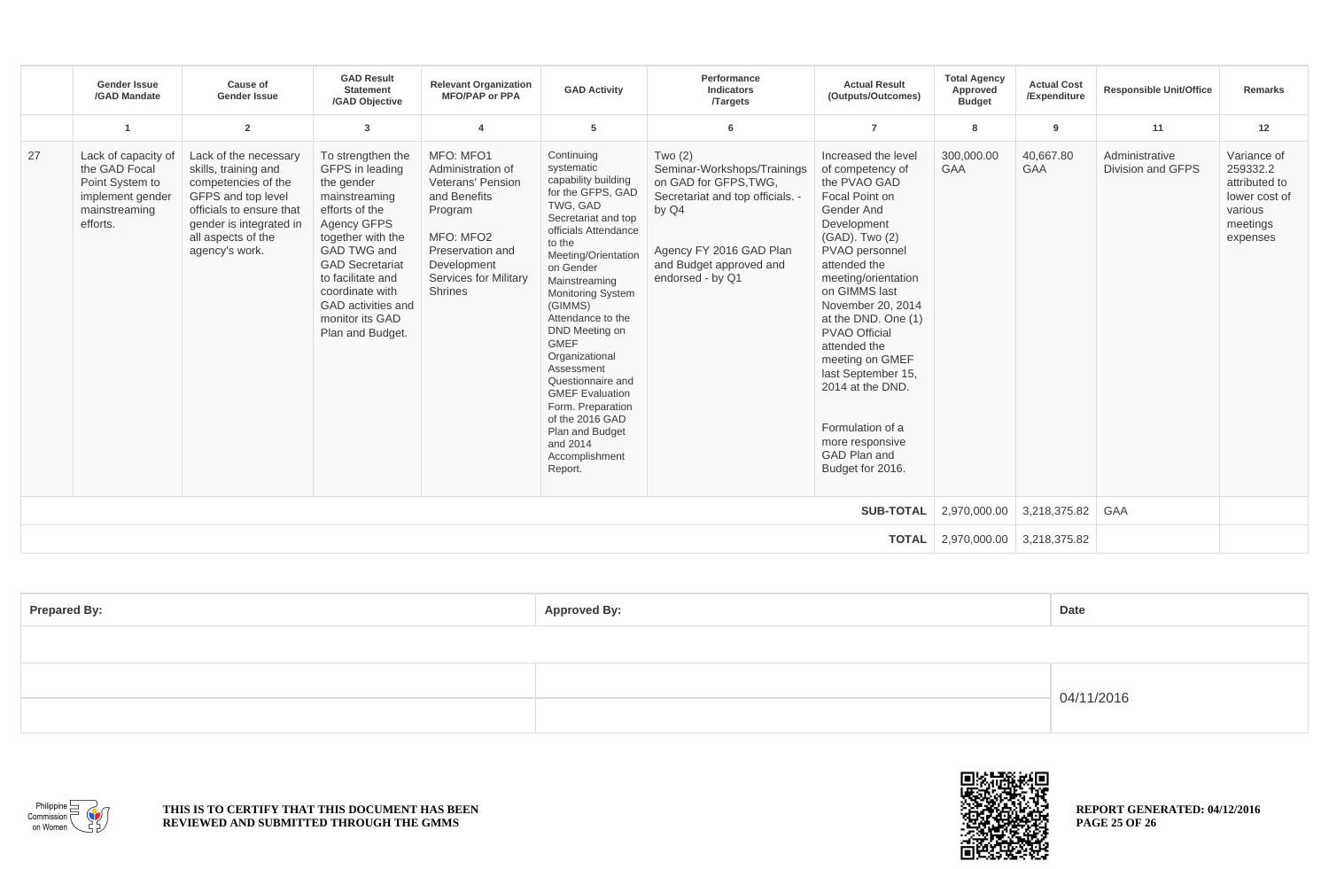| | Gender Issue /GAD Mandate | Cause of Gender Issue | GAD Result Statement /GAD Objective | Relevant Organization MFO/PAP or PPA | GAD Activity | Performance Indicators /Targets | Actual Result (Outputs/Outcomes) | Total Agency Approved Budget | Actual Cost /Expenditure | Responsible Unit/Office | Remarks |
|---|---|---|---|---|---|---|---|---|---|---|---|
| | 1 | 2 | 3 | 4 | 5 | 6 | 7 | 8 | 9 | 11 | 12 |
| 27 | Lack of capacity of the GAD Focal Point System to implement gender mainstreaming efforts. | Lack of the necessary skills, training and competencies of the GFPS and top level officials to ensure that gender is integrated in all aspects of the agency's work. | To strengthen the GFPS in leading the gender mainstreaming efforts of the Agency GFPS together with the GAD TWG and GAD Secretariat to facilitate and coordinate with GAD activities and monitor its GAD Plan and Budget. | MFO: MFO1 Administration of Veterans' Pension and Benefits Program<br><br>MFO: MFO2 Preservation and Development Services for Military Shrines | Continuing systematic capability building for the GFPS, GAD TWG, GAD Secretariat and top officials Attendance to the Meeting/Orientation on Gender Mainstreaming Monitoring System (GIMMS) Attendance to the DND Meeting on GMEF Organizational Assessment Questionnaire and GMEF Evaluation Form. Preparation of the 2016 GAD Plan and Budget and 2014 Accomplishment Report. | Two (2) Seminar-Workshops/Trainings on GAD for GFPS,TWG, Secretariat and top officials. - by Q4<br><br>Agency FY 2016 GAD Plan and Budget approved and endorsed - by Q1 | Increased the level of competency of the PVAO GAD Focal Point on Gender And Development (GAD). Two (2) PVAO personnel attended the meeting/orientation on GIMMS last November 20, 2014 at the DND. One (1) PVAO Official attended the meeting on GMEF last September 15, 2014 at the DND.<br><br>Formulation of a more responsive GAD Plan and Budget for 2016. | 300,000.00 GAA | 40,667.80 GAA | Administrative Division and GFPS | Variance of 259332.2 attributed to lower cost of various meetings expenses |
| | | | | | | | **SUB-TOTAL** | 2,970,000.00 | 3,218,375.82 | GAA | |
| | | | | | | | **TOTAL** | 2,970,000.00 | 3,218,375.82 | | |

| Prepared By: | Approved By: | Date |
|---|---|---|
| | | |
| | | 04/11/2016 |
| | | |

**THIS IS TO CERTIFY THAT THIS DOCUMENT HAS BEEN REVIEWED AND SUBMITTED THROUGH THE GMMS**

**REPORT GENERATED: 04/12/2016**